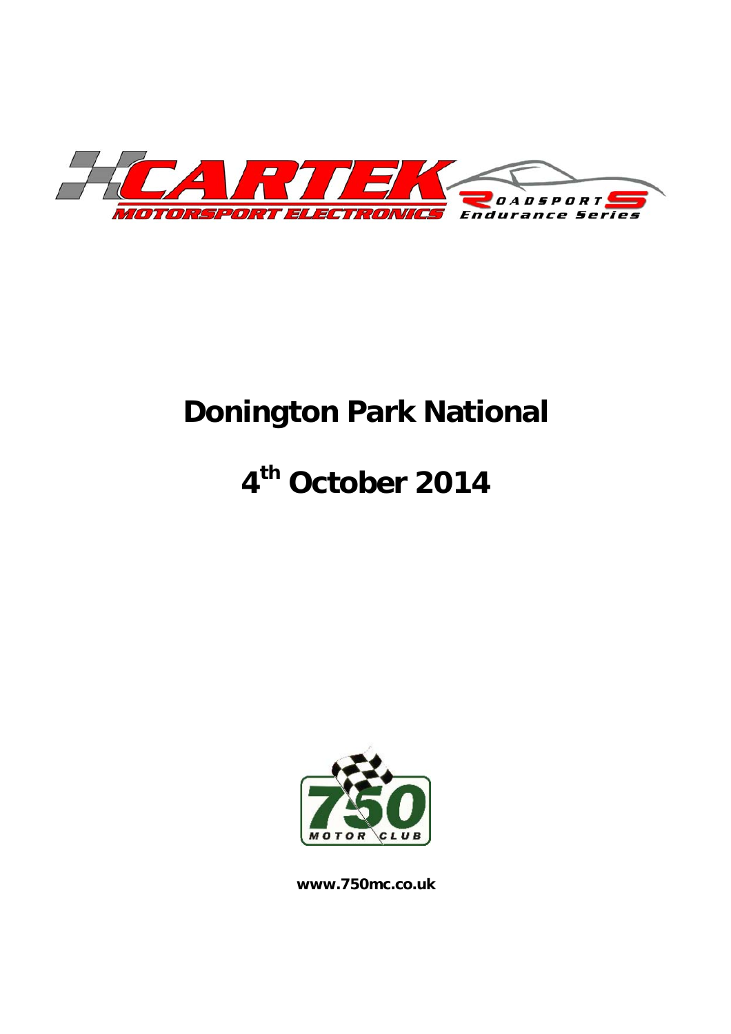# Donington Park National

# 4th October 2014

www.750mc.co.uk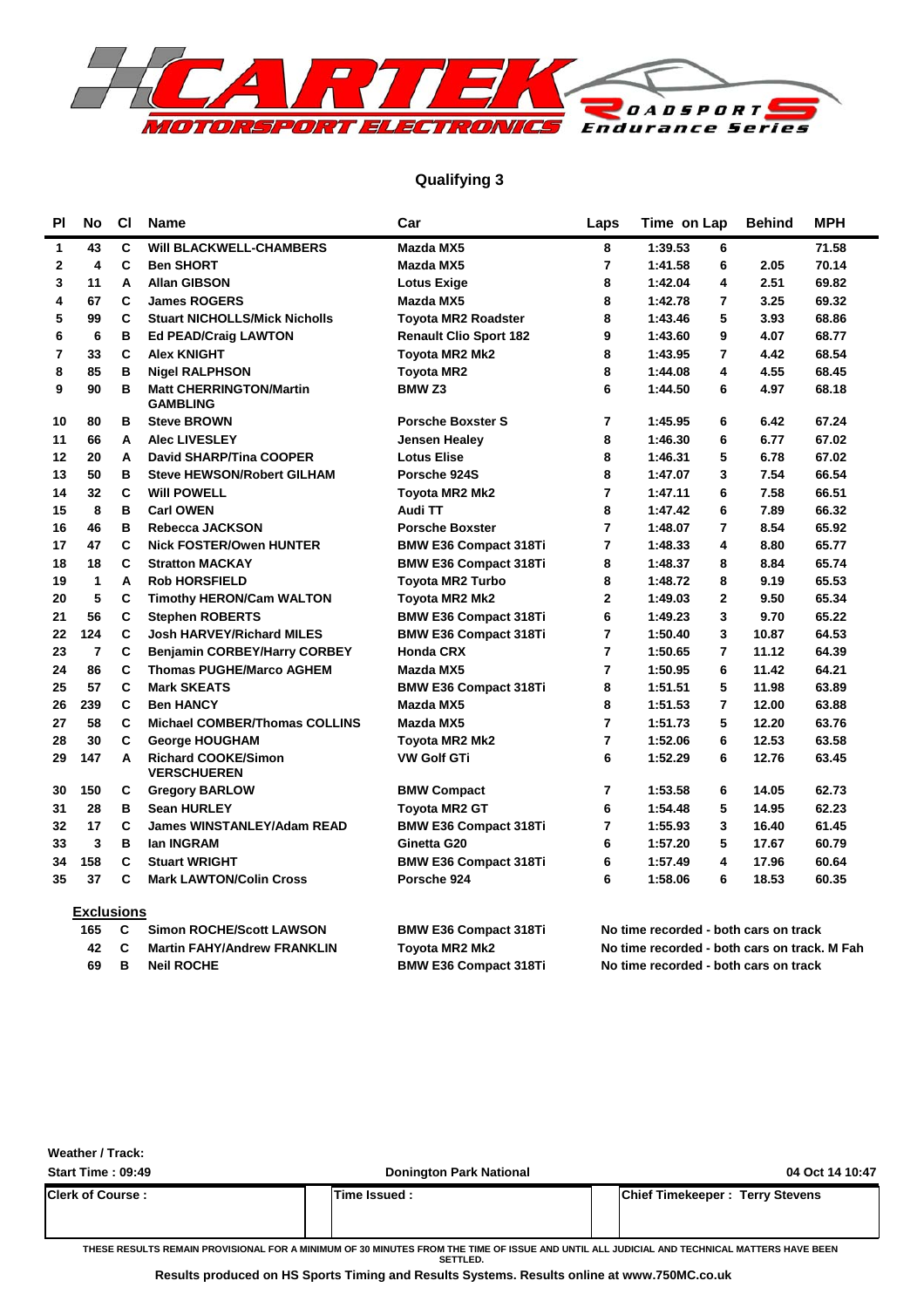CARTEK MOTORSPORT ELECTRONICS ROADSPORTS Endurance Series

## Qualifying 3

| Pl | No | Cl | Name | Car | Laps | Time | on Lap | Behind | MPH |
|---|---|---|---|---|---|---|---|---|---|
| 1 | 43 | C | Will BLACKWELL-CHAMBERS | Mazda MX5 | 8 | 1:39.53 | 6 | | 71.58 |
| 2 | 4 | C | Ben SHORT | Mazda MX5 | 7 | 1:41.58 | 6 | 2.05 | 70.14 |
| 3 | 11 | A | Allan GIBSON | Lotus Exige | 8 | 1:42.04 | 4 | 2.51 | 69.82 |
| 4 | 67 | C | James ROGERS | Mazda MX5 | 8 | 1:42.78 | 7 | 3.25 | 69.32 |
| 5 | 99 | C | Stuart NICHOLLS/Mick Nicholls | Toyota MR2 Roadster | 8 | 1:43.46 | 5 | 3.93 | 68.86 |
| 6 | 6 | B | Ed PEAD/Craig LAWTON | Renault Clio Sport 182 | 9 | 1:43.60 | 9 | 4.07 | 68.77 |
| 7 | 33 | C | Alex KNIGHT | Toyota MR2 Mk2 | 8 | 1:43.95 | 7 | 4.42 | 68.54 |
| 8 | 85 | B | Nigel RALPHSON | Toyota MR2 | 8 | 1:44.08 | 4 | 4.55 | 68.45 |
| 9 | 90 | B | Matt CHERRINGTON/Martin GAMBLING | BMW Z3 | 6 | 1:44.50 | 6 | 4.97 | 68.18 |
| 10 | 80 | B | Steve BROWN | Porsche Boxster S | 7 | 1:45.95 | 6 | 6.42 | 67.24 |
| 11 | 66 | A | Alec LIVESLEY | Jensen Healey | 8 | 1:46.30 | 6 | 6.77 | 67.02 |
| 12 | 20 | A | David SHARP/Tina COOPER | Lotus Elise | 8 | 1:46.31 | 5 | 6.78 | 67.02 |
| 13 | 50 | B | Steve HEWSON/Robert GILHAM | Porsche 924S | 8 | 1:47.07 | 3 | 7.54 | 66.54 |
| 14 | 32 | C | Will POWELL | Toyota MR2 Mk2 | 7 | 1:47.11 | 6 | 7.58 | 66.51 |
| 15 | 8 | B | Carl OWEN | Audi TT | 8 | 1:47.42 | 6 | 7.89 | 66.32 |
| 16 | 46 | B | Rebecca JACKSON | Porsche Boxster | 7 | 1:48.07 | 7 | 8.54 | 65.92 |
| 17 | 47 | C | Nick FOSTER/Owen HUNTER | BMW E36 Compact 318Ti | 7 | 1:48.33 | 4 | 8.80 | 65.77 |
| 18 | 18 | C | Stratton MACKAY | BMW E36 Compact 318Ti | 8 | 1:48.37 | 8 | 8.84 | 65.74 |
| 19 | 1 | A | Rob HORSFIELD | Toyota MR2 Turbo | 8 | 1:48.72 | 8 | 9.19 | 65.53 |
| 20 | 5 | C | Timothy HERON/Cam WALTON | Toyota MR2 Mk2 | 2 | 1:49.03 | 2 | 9.50 | 65.34 |
| 21 | 56 | C | Stephen ROBERTS | BMW E36 Compact 318Ti | 6 | 1:49.23 | 3 | 9.70 | 65.22 |
| 22 | 124 | C | Josh HARVEY/Richard MILES | BMW E36 Compact 318Ti | 7 | 1:50.40 | 3 | 10.87 | 64.53 |
| 23 | 7 | C | Benjamin CORBEY/Harry CORBEY | Honda CRX | 7 | 1:50.65 | 7 | 11.12 | 64.39 |
| 24 | 86 | C | Thomas PUGHE/Marco AGHEM | Mazda MX5 | 7 | 1:50.95 | 6 | 11.42 | 64.21 |
| 25 | 57 | C | Mark SKEATS | BMW E36 Compact 318Ti | 8 | 1:51.51 | 5 | 11.98 | 63.89 |
| 26 | 239 | C | Ben HANCY | Mazda MX5 | 8 | 1:51.53 | 7 | 12.00 | 63.88 |
| 27 | 58 | C | Michael COMBER/Thomas COLLINS | Mazda MX5 | 7 | 1:51.73 | 5 | 12.20 | 63.76 |
| 28 | 30 | C | George HOUGHAM | Toyota MR2 Mk2 | 7 | 1:52.06 | 6 | 12.53 | 63.58 |
| 29 | 147 | A | Richard COOKE/Simon VERSCHUEREN | VW Golf GTi | 6 | 1:52.29 | 6 | 12.76 | 63.45 |
| 30 | 150 | C | Gregory BARLOW | BMW Compact | 7 | 1:53.58 | 6 | 14.05 | 62.73 |
| 31 | 28 | B | Sean HURLEY | Toyota MR2 GT | 6 | 1:54.48 | 5 | 14.95 | 62.23 |
| 32 | 17 | C | James WINSTANLEY/Adam READ | BMW E36 Compact 318Ti | 7 | 1:55.93 | 3 | 16.40 | 61.45 |
| 33 | 3 | B | Ian INGRAM | Ginetta G20 | 6 | 1:57.20 | 5 | 17.67 | 60.79 |
| 34 | 158 | C | Stuart WRIGHT | BMW E36 Compact 318Ti | 6 | 1:57.49 | 4 | 17.96 | 60.64 |
| 35 | 37 | C | Mark LAWTON/Colin Cross | Porsche 924 | 6 | 1:58.06 | 6 | 18.53 | 60.35 |

**Exclusions**

| No | Cl | Name | Car | Reason |
|---|---|---|---|---|
| 165 | C | Simon ROCHE/Scott LAWSON | BMW E36 Compact 318Ti | No time recorded - both cars on track |
| 42 | C | Martin FAHY/Andrew FRANKLIN | Toyota MR2 Mk2 | No time recorded - both cars on track. M Fah |
| 69 | B | Neil ROCHE | BMW E36 Compact 318Ti | No time recorded - both cars on track |

Weather / Track:

Start Time : 09:49 | Donington Park National | 04 Oct 14 10:47

| Clerk of Course : | Time Issued : | Chief Timekeeper : Terry Stevens |
|---|---|---|

THESE RESULTS REMAIN PROVISIONAL FOR A MINIMUM OF 30 MINUTES FROM THE TIME OF ISSUE AND UNTIL ALL JUDICIAL AND TECHNICAL MATTERS HAVE BEEN SETTLED.

**Results produced on HS Sports Timing and Results Systems. Results online at www.750MC.co.uk**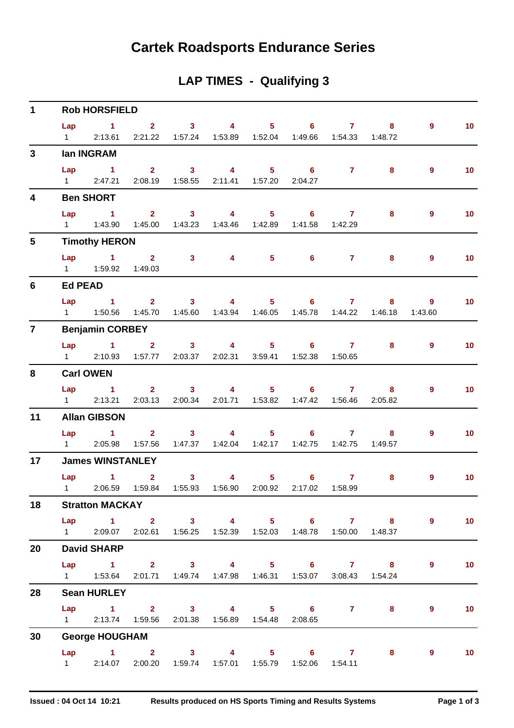# Cartek Roadsports Endurance Series

## LAP TIMES - Qualifying 3

### 1 Rob HORSFIELD

| Lap | 1 | 2 | 3 | 4 | 5 | 6 | 7 | 8 | 9 | 10 |
|---|---|---|---|---|---|---|---|---|---|---|
| 1 | 2:13.61 | 2:21.22 | 1:57.24 | 1:53.89 | 1:52.04 | 1:49.66 | 1:54.33 | 1:48.72 | | |

### 3 Ian INGRAM

| Lap | 1 | 2 | 3 | 4 | 5 | 6 | 7 | 8 | 9 | 10 |
|---|---|---|---|---|---|---|---|---|---|---|
| 1 | 2:47.21 | 2:08.19 | 1:58.55 | 2:11.41 | 1:57.20 | 2:04.27 | | | | |

### 4 Ben SHORT

| Lap | 1 | 2 | 3 | 4 | 5 | 6 | 7 | 8 | 9 | 10 |
|---|---|---|---|---|---|---|---|---|---|---|
| 1 | 1:43.90 | 1:45.00 | 1:43.23 | 1:43.46 | 1:42.89 | 1:41.58 | 1:42.29 | | | |

### 5 Timothy HERON

| Lap | 1 | 2 | 3 | 4 | 5 | 6 | 7 | 8 | 9 | 10 |
|---|---|---|---|---|---|---|---|---|---|---|
| 1 | 1:59.92 | 1:49.03 | | | | | | | | |

### 6 Ed PEAD

| Lap | 1 | 2 | 3 | 4 | 5 | 6 | 7 | 8 | 9 | 10 |
|---|---|---|---|---|---|---|---|---|---|---|
| 1 | 1:50.56 | 1:45.70 | 1:45.60 | 1:43.94 | 1:46.05 | 1:45.78 | 1:44.22 | 1:46.18 | 1:43.60 | |

### 7 Benjamin CORBEY

| Lap | 1 | 2 | 3 | 4 | 5 | 6 | 7 | 8 | 9 | 10 |
|---|---|---|---|---|---|---|---|---|---|---|
| 1 | 2:10.93 | 1:57.77 | 2:03.37 | 2:02.31 | 3:59.41 | 1:52.38 | 1:50.65 | | | |

### 8 Carl OWEN

| Lap | 1 | 2 | 3 | 4 | 5 | 6 | 7 | 8 | 9 | 10 |
|---|---|---|---|---|---|---|---|---|---|---|
| 1 | 2:13.21 | 2:03.13 | 2:00.34 | 2:01.71 | 1:53.82 | 1:47.42 | 1:56.46 | 2:05.82 | | |

### 11 Allan GIBSON

| Lap | 1 | 2 | 3 | 4 | 5 | 6 | 7 | 8 | 9 | 10 |
|---|---|---|---|---|---|---|---|---|---|---|
| 1 | 2:05.98 | 1:57.56 | 1:47.37 | 1:42.04 | 1:42.17 | 1:42.75 | 1:42.75 | 1:49.57 | | |

### 17 James WINSTANLEY

| Lap | 1 | 2 | 3 | 4 | 5 | 6 | 7 | 8 | 9 | 10 |
|---|---|---|---|---|---|---|---|---|---|---|
| 1 | 2:06.59 | 1:59.84 | 1:55.93 | 1:56.90 | 2:00.92 | 2:17.02 | 1:58.99 | | | |

### 18 Stratton MACKAY

| Lap | 1 | 2 | 3 | 4 | 5 | 6 | 7 | 8 | 9 | 10 |
|---|---|---|---|---|---|---|---|---|---|---|
| 1 | 2:09.07 | 2:02.61 | 1:56.25 | 1:52.39 | 1:52.03 | 1:48.78 | 1:50.00 | 1:48.37 | | |

### 20 David SHARP

| Lap | 1 | 2 | 3 | 4 | 5 | 6 | 7 | 8 | 9 | 10 |
|---|---|---|---|---|---|---|---|---|---|---|
| 1 | 1:53.64 | 2:01.71 | 1:49.74 | 1:47.98 | 1:46.31 | 1:53.07 | 3:08.43 | 1:54.24 | | |

### 28 Sean HURLEY

| Lap | 1 | 2 | 3 | 4 | 5 | 6 | 7 | 8 | 9 | 10 |
|---|---|---|---|---|---|---|---|---|---|---|
| 1 | 2:13.74 | 1:59.56 | 2:01.38 | 1:56.89 | 1:54.48 | 2:08.65 | | | | |

### 30 George HOUGHAM

| Lap | 1 | 2 | 3 | 4 | 5 | 6 | 7 | 8 | 9 | 10 |
|---|---|---|---|---|---|---|---|---|---|---|
| 1 | 2:14.07 | 2:00.20 | 1:59.74 | 1:57.01 | 1:55.79 | 1:52.06 | 1:54.11 | | | |

**Issued : 04 Oct 14 10:21** **Results produced on HS Sports Timing and Results Systems**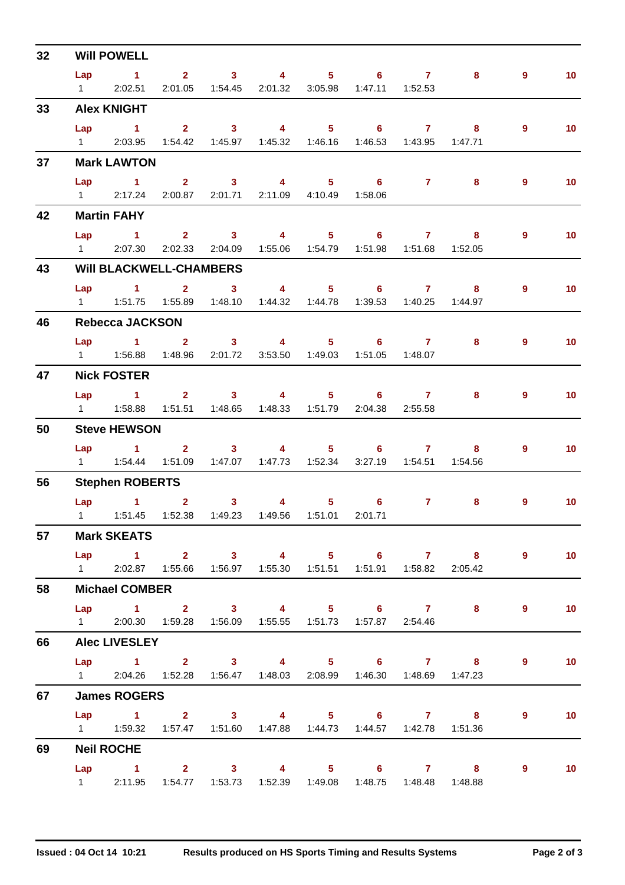## 32 Will POWELL

| Lap | 1 | 2 | 3 | 4 | 5 | 6 | 7 | 8 | 9 | 10 |
|---|---|---|---|---|---|---|---|---|---|---|
| 1 | 2:02.51 | 2:01.05 | 1:54.45 | 2:01.32 | 3:05.98 | 1:47.11 | 1:52.53 | | | |

## 33 Alex KNIGHT

| Lap | 1 | 2 | 3 | 4 | 5 | 6 | 7 | 8 | 9 | 10 |
|---|---|---|---|---|---|---|---|---|---|---|
| 1 | 2:03.95 | 1:54.42 | 1:45.97 | 1:45.32 | 1:46.16 | 1:46.53 | 1:43.95 | 1:47.71 | | |

## 37 Mark LAWTON

| Lap | 1 | 2 | 3 | 4 | 5 | 6 | 7 | 8 | 9 | 10 |
|---|---|---|---|---|---|---|---|---|---|---|
| 1 | 2:17.24 | 2:00.87 | 2:01.71 | 2:11.09 | 4:10.49 | 1:58.06 | | | | |

## 42 Martin FAHY

| Lap | 1 | 2 | 3 | 4 | 5 | 6 | 7 | 8 | 9 | 10 |
|---|---|---|---|---|---|---|---|---|---|---|
| 1 | 2:07.30 | 2:02.33 | 2:04.09 | 1:55.06 | 1:54.79 | 1:51.98 | 1:51.68 | 1:52.05 | | |

## 43 Will BLACKWELL-CHAMBERS

| Lap | 1 | 2 | 3 | 4 | 5 | 6 | 7 | 8 | 9 | 10 |
|---|---|---|---|---|---|---|---|---|---|---|
| 1 | 1:51.75 | 1:55.89 | 1:48.10 | 1:44.32 | 1:44.78 | 1:39.53 | 1:40.25 | 1:44.97 | | |

## 46 Rebecca JACKSON

| Lap | 1 | 2 | 3 | 4 | 5 | 6 | 7 | 8 | 9 | 10 |
|---|---|---|---|---|---|---|---|---|---|---|
| 1 | 1:56.88 | 1:48.96 | 2:01.72 | 3:53.50 | 1:49.03 | 1:51.05 | 1:48.07 | | | |

## 47 Nick FOSTER

| Lap | 1 | 2 | 3 | 4 | 5 | 6 | 7 | 8 | 9 | 10 |
|---|---|---|---|---|---|---|---|---|---|---|
| 1 | 1:58.88 | 1:51.51 | 1:48.65 | 1:48.33 | 1:51.79 | 2:04.38 | 2:55.58 | | | |

## 50 Steve HEWSON

| Lap | 1 | 2 | 3 | 4 | 5 | 6 | 7 | 8 | 9 | 10 |
|---|---|---|---|---|---|---|---|---|---|---|
| 1 | 1:54.44 | 1:51.09 | 1:47.07 | 1:47.73 | 1:52.34 | 3:27.19 | 1:54.51 | 1:54.56 | | |

## 56 Stephen ROBERTS

| Lap | 1 | 2 | 3 | 4 | 5 | 6 | 7 | 8 | 9 | 10 |
|---|---|---|---|---|---|---|---|---|---|---|
| 1 | 1:51.45 | 1:52.38 | 1:49.23 | 1:49.56 | 1:51.01 | 2:01.71 | | | | |

## 57 Mark SKEATS

| Lap | 1 | 2 | 3 | 4 | 5 | 6 | 7 | 8 | 9 | 10 |
|---|---|---|---|---|---|---|---|---|---|---|
| 1 | 2:02.87 | 1:55.66 | 1:56.97 | 1:55.30 | 1:51.51 | 1:51.91 | 1:58.82 | 2:05.42 | | |

## 58 Michael COMBER

| Lap | 1 | 2 | 3 | 4 | 5 | 6 | 7 | 8 | 9 | 10 |
|---|---|---|---|---|---|---|---|---|---|---|
| 1 | 2:00.30 | 1:59.28 | 1:56.09 | 1:55.55 | 1:51.73 | 1:57.87 | 2:54.46 | | | |

## 66 Alec LIVESLEY

| Lap | 1 | 2 | 3 | 4 | 5 | 6 | 7 | 8 | 9 | 10 |
|---|---|---|---|---|---|---|---|---|---|---|
| 1 | 2:04.26 | 1:52.28 | 1:56.47 | 1:48.03 | 2:08.99 | 1:46.30 | 1:48.69 | 1:47.23 | | |

## 67 James ROGERS

| Lap | 1 | 2 | 3 | 4 | 5 | 6 | 7 | 8 | 9 | 10 |
|---|---|---|---|---|---|---|---|---|---|---|
| 1 | 1:59.32 | 1:57.47 | 1:51.60 | 1:47.88 | 1:44.73 | 1:44.57 | 1:42.78 | 1:51.36 | | |

## 69 Neil ROCHE

| Lap | 1 | 2 | 3 | 4 | 5 | 6 | 7 | 8 | 9 | 10 |
|---|---|---|---|---|---|---|---|---|---|---|
| 1 | 2:11.95 | 1:54.77 | 1:53.73 | 1:52.39 | 1:49.08 | 1:48.75 | 1:48.48 | 1:48.88 | | |

**Issued : 04 Oct 14 10:21** **Results produced on HS Sports Timing and Results Systems**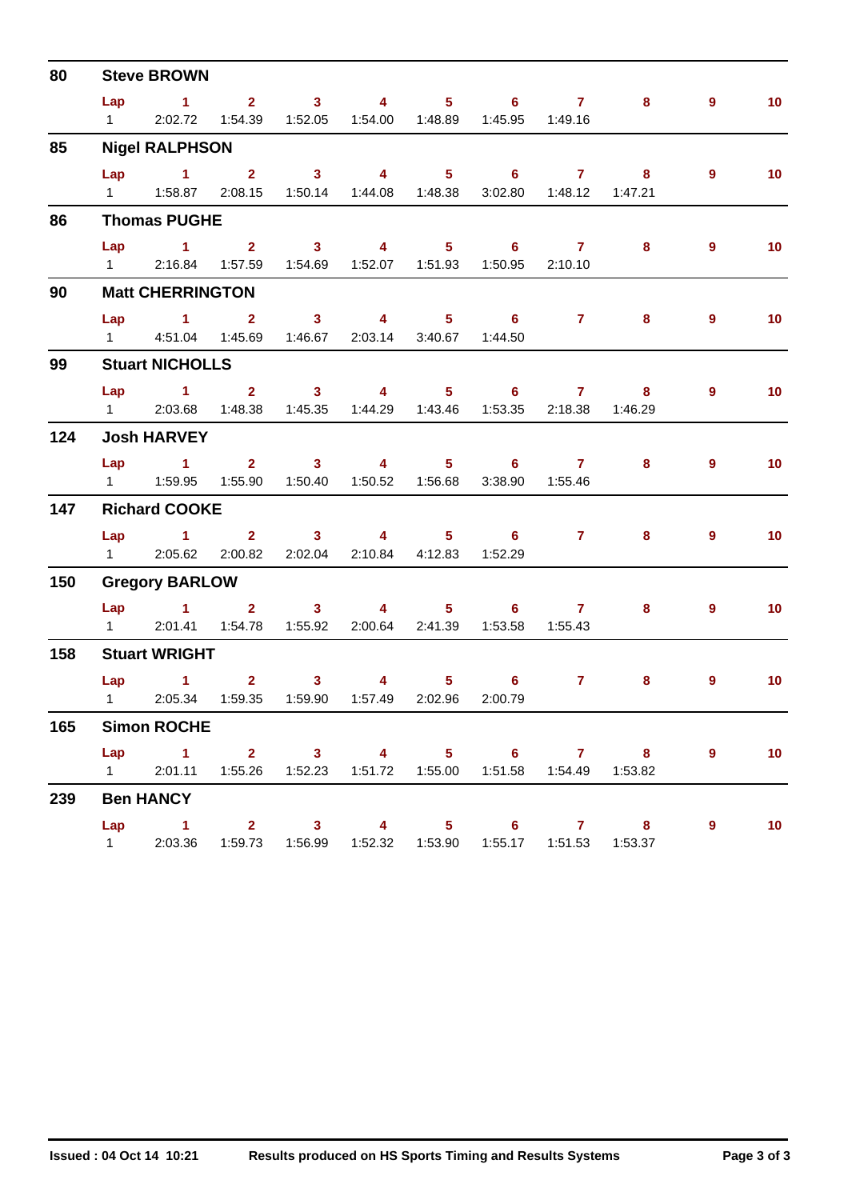## 80 Steve BROWN

| Lap | 1 | 2 | 3 | 4 | 5 | 6 | 7 | 8 | 9 | 10 |
|---|---|---|---|---|---|---|---|---|---|---|
| 1 | 2:02.72 | 1:54.39 | 1:52.05 | 1:54.00 | 1:48.89 | 1:45.95 | 1:49.16 | | | |

## 85 Nigel RALPHSON

| Lap | 1 | 2 | 3 | 4 | 5 | 6 | 7 | 8 | 9 | 10 |
|---|---|---|---|---|---|---|---|---|---|---|
| 1 | 1:58.87 | 2:08.15 | 1:50.14 | 1:44.08 | 1:48.38 | 3:02.80 | 1:48.12 | 1:47.21 | | |

## 86 Thomas PUGHE

| Lap | 1 | 2 | 3 | 4 | 5 | 6 | 7 | 8 | 9 | 10 |
|---|---|---|---|---|---|---|---|---|---|---|
| 1 | 2:16.84 | 1:57.59 | 1:54.69 | 1:52.07 | 1:51.93 | 1:50.95 | 2:10.10 | | | |

## 90 Matt CHERRINGTON

| Lap | 1 | 2 | 3 | 4 | 5 | 6 | 7 | 8 | 9 | 10 |
|---|---|---|---|---|---|---|---|---|---|---|
| 1 | 4:51.04 | 1:45.69 | 1:46.67 | 2:03.14 | 3:40.67 | 1:44.50 | | | | |

## 99 Stuart NICHOLLS

| Lap | 1 | 2 | 3 | 4 | 5 | 6 | 7 | 8 | 9 | 10 |
|---|---|---|---|---|---|---|---|---|---|---|
| 1 | 2:03.68 | 1:48.38 | 1:45.35 | 1:44.29 | 1:43.46 | 1:53.35 | 2:18.38 | 1:46.29 | | |

## 124 Josh HARVEY

| Lap | 1 | 2 | 3 | 4 | 5 | 6 | 7 | 8 | 9 | 10 |
|---|---|---|---|---|---|---|---|---|---|---|
| 1 | 1:59.95 | 1:55.90 | 1:50.40 | 1:50.52 | 1:56.68 | 3:38.90 | 1:55.46 | | | |

## 147 Richard COOKE

| Lap | 1 | 2 | 3 | 4 | 5 | 6 | 7 | 8 | 9 | 10 |
|---|---|---|---|---|---|---|---|---|---|---|
| 1 | 2:05.62 | 2:00.82 | 2:02.04 | 2:10.84 | 4:12.83 | 1:52.29 | | | | |

## 150 Gregory BARLOW

| Lap | 1 | 2 | 3 | 4 | 5 | 6 | 7 | 8 | 9 | 10 |
|---|---|---|---|---|---|---|---|---|---|---|
| 1 | 2:01.41 | 1:54.78 | 1:55.92 | 2:00.64 | 2:41.39 | 1:53.58 | 1:55.43 | | | |

## 158 Stuart WRIGHT

| Lap | 1 | 2 | 3 | 4 | 5 | 6 | 7 | 8 | 9 | 10 |
|---|---|---|---|---|---|---|---|---|---|---|
| 1 | 2:05.34 | 1:59.35 | 1:59.90 | 1:57.49 | 2:02.96 | 2:00.79 | | | | |

## 165 Simon ROCHE

| Lap | 1 | 2 | 3 | 4 | 5 | 6 | 7 | 8 | 9 | 10 |
|---|---|---|---|---|---|---|---|---|---|---|
| 1 | 2:01.11 | 1:55.26 | 1:52.23 | 1:51.72 | 1:55.00 | 1:51.58 | 1:54.49 | 1:53.82 | | |

## 239 Ben HANCY

| Lap | 1 | 2 | 3 | 4 | 5 | 6 | 7 | 8 | 9 | 10 |
|---|---|---|---|---|---|---|---|---|---|---|
| 1 | 2:03.36 | 1:59.73 | 1:56.99 | 1:52.32 | 1:53.90 | 1:55.17 | 1:51.53 | 1:53.37 | | |

**Issued : 04 Oct 14 10:21** **Results produced on HS Sports Timing and Results Systems**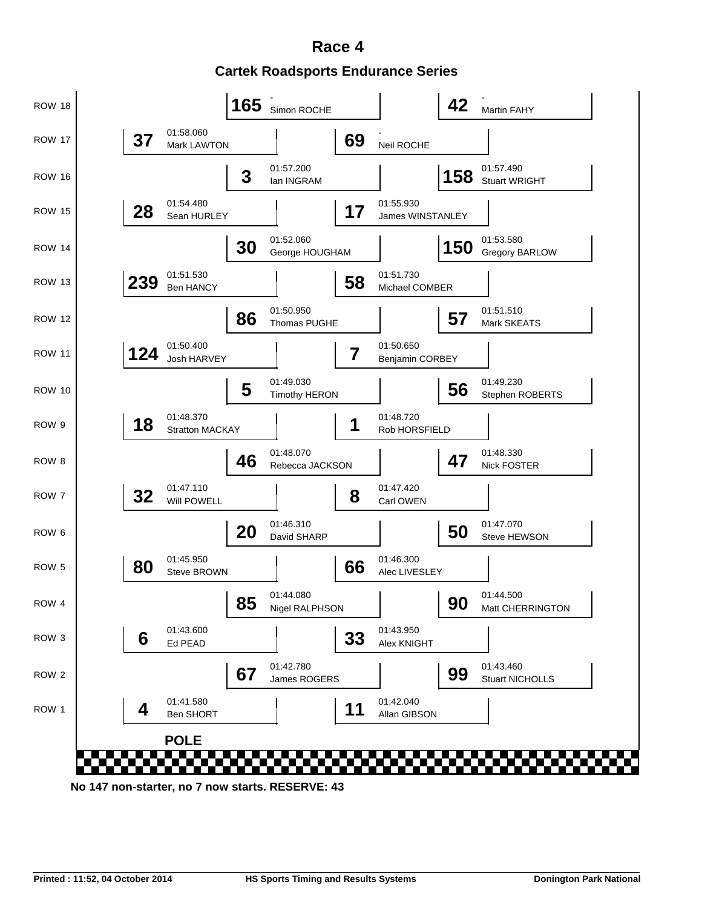# Race 4

## Cartek Roadsports Endurance Series

| Row | Left No. | Left Time | Left Driver | Right No. | Right Time | Right Driver |
|---|---|---|---|---|---|---|
| ROW 18 | 165 | - | Simon ROCHE | 42 | - | Martin FAHY |
| ROW 17 | 37 | 01:58.060 | Mark LAWTON | 69 | - | Neil ROCHE |
| ROW 16 | 3 | 01:57.200 | Ian INGRAM | 158 | 01:57.490 | Stuart WRIGHT |
| ROW 15 | 28 | 01:54.480 | Sean HURLEY | 17 | 01:55.930 | James WINSTANLEY |
| ROW 14 | 30 | 01:52.060 | George HOUGHAM | 150 | 01:53.580 | Gregory BARLOW |
| ROW 13 | 239 | 01:51.530 | Ben HANCY | 58 | 01:51.730 | Michael COMBER |
| ROW 12 | 86 | 01:50.950 | Thomas PUGHE | 57 | 01:51.510 | Mark SKEATS |
| ROW 11 | 124 | 01:50.400 | Josh HARVEY | 7 | 01:50.650 | Benjamin CORBEY |
| ROW 10 | 5 | 01:49.030 | Timothy HERON | 56 | 01:49.230 | Stephen ROBERTS |
| ROW 9 | 18 | 01:48.370 | Stratton MACKAY | 1 | 01:48.720 | Rob HORSFIELD |
| ROW 8 | 46 | 01:48.070 | Rebecca JACKSON | 47 | 01:48.330 | Nick FOSTER |
| ROW 7 | 32 | 01:47.110 | Will POWELL | 8 | 01:47.420 | Carl OWEN |
| ROW 6 | 20 | 01:46.310 | David SHARP | 50 | 01:47.070 | Steve HEWSON |
| ROW 5 | 80 | 01:45.950 | Steve BROWN | 66 | 01:46.300 | Alec LIVESLEY |
| ROW 4 | 85 | 01:44.080 | Nigel RALPHSON | 90 | 01:44.500 | Matt CHERRINGTON |
| ROW 3 | 6 | 01:43.600 | Ed PEAD | 33 | 01:43.950 | Alex KNIGHT |
| ROW 2 | 67 | 01:42.780 | James ROGERS | 99 | 01:43.460 | Stuart NICHOLLS |
| ROW 1 | 4 | 01:41.580 | Ben SHORT | 11 | 01:42.040 | Allan GIBSON |

**POLE**

**No 147 non-starter, no 7 now starts. RESERVE: 43**

**Printed : 11:52, 04 October 2014** **HS Sports Timing and Results Systems** **Donington Park National**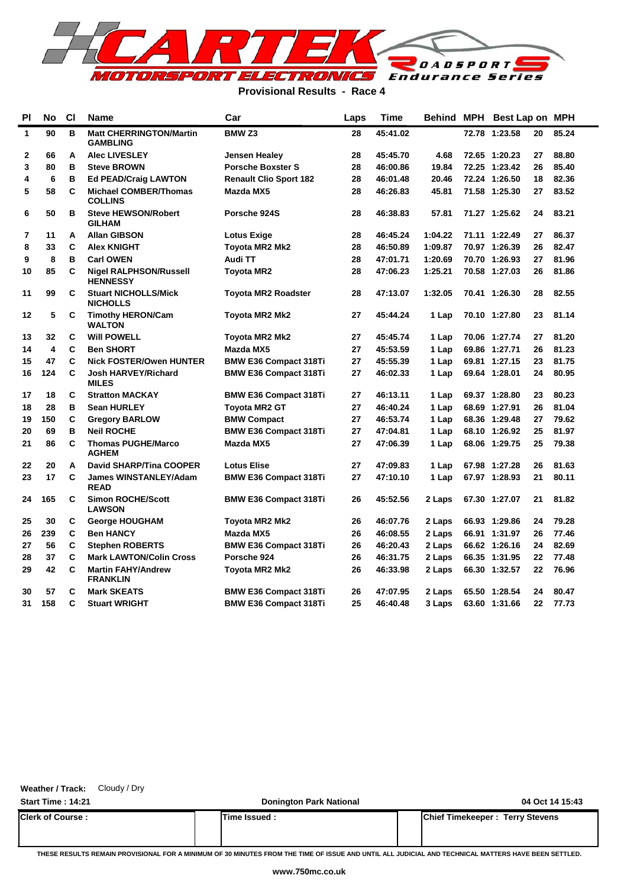# CARTEK MOTORSPORT ELECTRONICS Roadsport Endurance Series

**Provisional Results - Race 4**

| Pl | No | Cl | Name | Car | Laps | Time | Behind | MPH | Best Lap | on | MPH |
|---|---|---|---|---|---|---|---|---|---|---|---|
| 1 | 90 | B | Matt CHERRINGTON/Martin GAMBLING | BMW Z3 | 28 | 45:41.02 | | 72.78 | 1:23.58 | 20 | 85.24 |
| 2 | 66 | A | Alec LIVESLEY | Jensen Healey | 28 | 45:45.70 | 4.68 | 72.65 | 1:20.23 | 27 | 88.80 |
| 3 | 80 | B | Steve BROWN | Porsche Boxster S | 28 | 46:00.86 | 19.84 | 72.25 | 1:23.42 | 26 | 85.40 |
| 4 | 6 | B | Ed PEAD/Craig LAWTON | Renault Clio Sport 182 | 28 | 46:01.48 | 20.46 | 72.24 | 1:26.50 | 18 | 82.36 |
| 5 | 58 | C | Michael COMBER/Thomas COLLINS | Mazda MX5 | 28 | 46:26.83 | 45.81 | 71.58 | 1:25.30 | 27 | 83.52 |
| 6 | 50 | B | Steve HEWSON/Robert GILHAM | Porsche 924S | 28 | 46:38.83 | 57.81 | 71.27 | 1:25.62 | 24 | 83.21 |
| 7 | 11 | A | Allan GIBSON | Lotus Exige | 28 | 46:45.24 | 1:04.22 | 71.11 | 1:22.49 | 27 | 86.37 |
| 8 | 33 | C | Alex KNIGHT | Toyota MR2 Mk2 | 28 | 46:50.89 | 1:09.87 | 70.97 | 1:26.39 | 26 | 82.47 |
| 9 | 8 | B | Carl OWEN | Audi TT | 28 | 47:01.71 | 1:20.69 | 70.70 | 1:26.93 | 27 | 81.96 |
| 10 | 85 | C | Nigel RALPHSON/Russell HENNESSY | Toyota MR2 | 28 | 47:06.23 | 1:25.21 | 70.58 | 1:27.03 | 26 | 81.86 |
| 11 | 99 | C | Stuart NICHOLLS/Mick NICHOLLS | Toyota MR2 Roadster | 28 | 47:13.07 | 1:32.05 | 70.41 | 1:26.30 | 28 | 82.55 |
| 12 | 5 | C | Timothy HERON/Cam WALTON | Toyota MR2 Mk2 | 27 | 45:44.24 | 1 Lap | 70.10 | 1:27.80 | 23 | 81.14 |
| 13 | 32 | C | Will POWELL | Toyota MR2 Mk2 | 27 | 45:45.74 | 1 Lap | 70.06 | 1:27.74 | 27 | 81.20 |
| 14 | 4 | C | Ben SHORT | Mazda MX5 | 27 | 45:53.59 | 1 Lap | 69.86 | 1:27.71 | 26 | 81.23 |
| 15 | 47 | C | Nick FOSTER/Owen HUNTER | BMW E36 Compact 318Ti | 27 | 45:55.39 | 1 Lap | 69.81 | 1:27.15 | 23 | 81.75 |
| 16 | 124 | C | Josh HARVEY/Richard MILES | BMW E36 Compact 318Ti | 27 | 46:02.33 | 1 Lap | 69.64 | 1:28.01 | 24 | 80.95 |
| 17 | 18 | C | Stratton MACKAY | BMW E36 Compact 318Ti | 27 | 46:13.11 | 1 Lap | 69.37 | 1:28.80 | 23 | 80.23 |
| 18 | 28 | B | Sean HURLEY | Toyota MR2 GT | 27 | 46:40.24 | 1 Lap | 68.69 | 1:27.91 | 26 | 81.04 |
| 19 | 150 | C | Gregory BARLOW | BMW Compact | 27 | 46:53.74 | 1 Lap | 68.36 | 1:29.48 | 27 | 79.62 |
| 20 | 69 | B | Neil ROCHE | BMW E36 Compact 318Ti | 27 | 47:04.81 | 1 Lap | 68.10 | 1:26.92 | 25 | 81.97 |
| 21 | 86 | C | Thomas PUGHE/Marco AGHEM | Mazda MX5 | 27 | 47:06.39 | 1 Lap | 68.06 | 1:29.75 | 25 | 79.38 |
| 22 | 20 | A | David SHARP/Tina COOPER | Lotus Elise | 27 | 47:09.83 | 1 Lap | 67.98 | 1:27.28 | 26 | 81.63 |
| 23 | 17 | C | James WINSTANLEY/Adam READ | BMW E36 Compact 318Ti | 27 | 47:10.10 | 1 Lap | 67.97 | 1:28.93 | 21 | 80.11 |
| 24 | 165 | C | Simon ROCHE/Scott LAWSON | BMW E36 Compact 318Ti | 26 | 45:52.56 | 2 Laps | 67.30 | 1:27.07 | 21 | 81.82 |
| 25 | 30 | C | George HOUGHAM | Toyota MR2 Mk2 | 26 | 46:07.76 | 2 Laps | 66.93 | 1:29.86 | 24 | 79.28 |
| 26 | 239 | C | Ben HANCY | Mazda MX5 | 26 | 46:08.55 | 2 Laps | 66.91 | 1:31.97 | 26 | 77.46 |
| 27 | 56 | C | Stephen ROBERTS | BMW E36 Compact 318Ti | 26 | 46:20.43 | 2 Laps | 66.62 | 1:26.16 | 24 | 82.69 |
| 28 | 37 | C | Mark LAWTON/Colin Cross | Porsche 924 | 26 | 46:31.75 | 2 Laps | 66.35 | 1:31.95 | 22 | 77.48 |
| 29 | 42 | C | Martin FAHY/Andrew FRANKLIN | Toyota MR2 Mk2 | 26 | 46:33.98 | 2 Laps | 66.30 | 1:32.57 | 22 | 76.96 |
| 30 | 57 | C | Mark SKEATS | BMW E36 Compact 318Ti | 26 | 47:07.95 | 2 Laps | 65.50 | 1:28.54 | 24 | 80.47 |
| 31 | 158 | C | Stuart WRIGHT | BMW E36 Compact 318Ti | 25 | 46:40.48 | 3 Laps | 63.60 | 1:31.66 | 22 | 77.73 |

**Weather / Track:** Cloudy / Dry

**Start Time : 14:21** | **Donington Park National** | **04 Oct 14 15:43**

| Clerk of Course : | Time Issued : | Chief Timekeeper : Terry Stevens |
|---|---|---|
| | | |

THESE RESULTS REMAIN PROVISIONAL FOR A MINIMUM OF 30 MINUTES FROM THE TIME OF ISSUE AND UNTIL ALL JUDICIAL AND TECHNICAL MATTERS HAVE BEEN SETTLED.

www.750mc.co.uk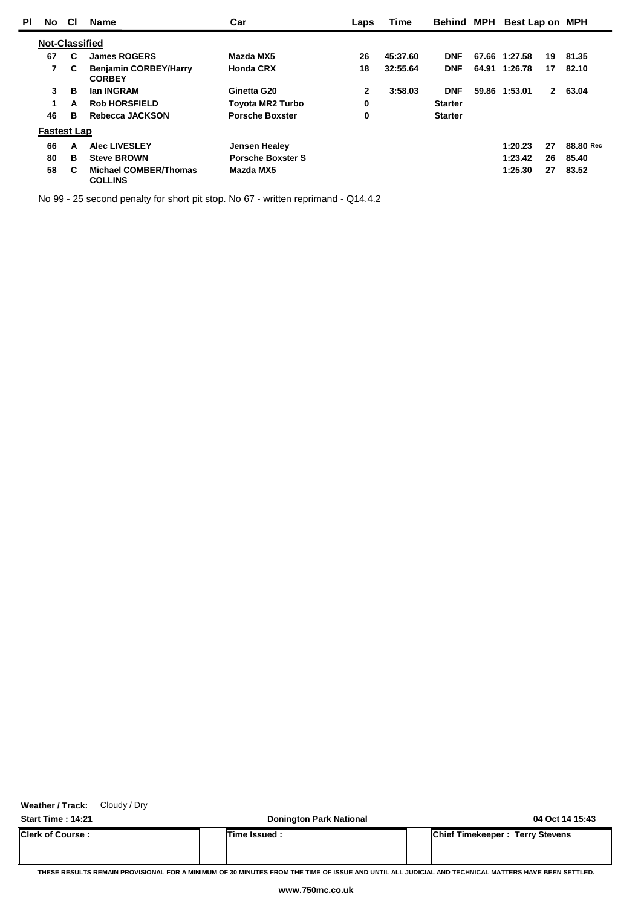| Pl | No | Cl | Name | Car | Laps | Time | Behind | MPH | Best Lap | on | MPH |
|---|---|---|---|---|---|---|---|---|---|---|---|
| **Not-Classified** | | | | | | | | | | | |
| | 67 | C | James ROGERS | Mazda MX5 | 26 | 45:37.60 | DNF | 67.66 | 1:27.58 | 19 | 81.35 |
| | 7 | C | Benjamin CORBEY/Harry CORBEY | Honda CRX | 18 | 32:55.64 | DNF | 64.91 | 1:26.78 | 17 | 82.10 |
| | 3 | B | Ian INGRAM | Ginetta G20 | 2 | 3:58.03 | DNF | 59.86 | 1:53.01 | 2 | 63.04 |
| | 1 | A | Rob HORSFIELD | Toyota MR2 Turbo | 0 | | Starter | | | | |
| | 46 | B | Rebecca JACKSON | Porsche Boxster | 0 | | Starter | | | | |
| **Fastest Lap** | | | | | | | | | | | |
| | 66 | A | Alec LIVESLEY | Jensen Healey | | | | | 1:20.23 | 27 | 88.80 Rec |
| | 80 | B | Steve BROWN | Porsche Boxster S | | | | | 1:23.42 | 26 | 85.40 |
| | 58 | C | Michael COMBER/Thomas COLLINS | Mazda MX5 | | | | | 1:25.30 | 27 | 83.52 |

No 99 - 25 second penalty for short pit stop. No 67 - written reprimand - Q14.4.2

**Weather / Track:** Cloudy / Dry

**Start Time : 14:21** | **Donington Park National** | **04 Oct 14 15:43**

| Clerk of Course : | Time Issued : | Chief Timekeeper : Terry Stevens |
|---|---|---|

THESE RESULTS REMAIN PROVISIONAL FOR A MINIMUM OF 30 MINUTES FROM THE TIME OF ISSUE AND UNTIL ALL JUDICIAL AND TECHNICAL MATTERS HAVE BEEN SETTLED.

www.750mc.co.uk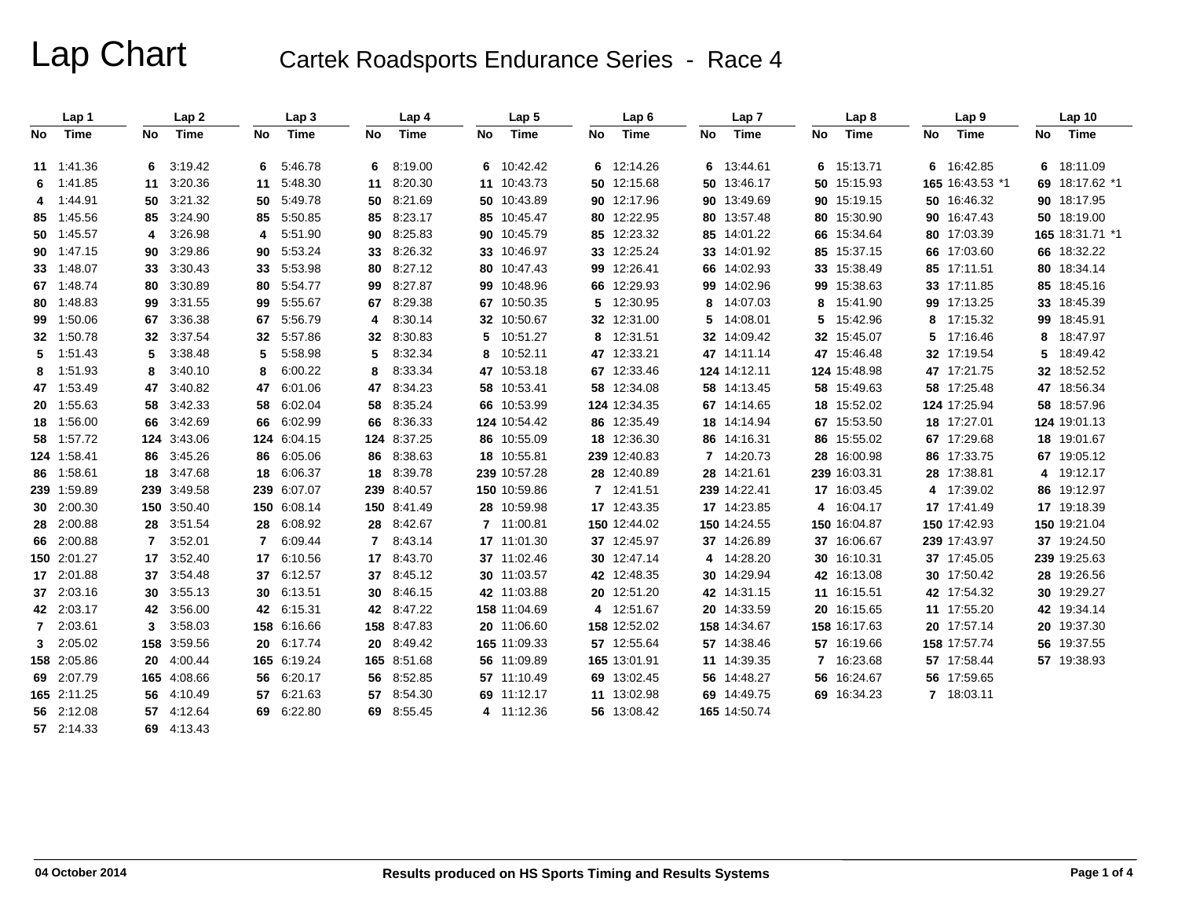# Lap Chart

## Cartek Roadsports Endurance Series - Race 4

| Lap 1 | | Lap 2 | | Lap 3 | | Lap 4 | | Lap 5 | | Lap 6 | | Lap 7 | | Lap 8 | | Lap 9 | | Lap 10 | |
|---|---|---|---|---|---|---|---|---|---|---|---|---|---|---|---|---|---|---|---|
| No | Time | No | Time | No | Time | No | Time | No | Time | No | Time | No | Time | No | Time | No | Time | No | Time |
| 11 | 1:41.36 | 6 | 3:19.42 | 6 | 5:46.78 | 6 | 8:19.00 | 6 | 10:42.42 | 6 | 12:14.26 | 6 | 13:44.61 | 6 | 15:13.71 | 6 | 16:42.85 | 6 | 18:11.09 |
| 6 | 1:41.85 | 11 | 3:20.36 | 11 | 5:48.30 | 11 | 8:20.30 | 11 | 10:43.73 | 50 | 12:15.68 | 50 | 13:46.17 | 50 | 15:15.93 | 165 | 16:43.53 *1 | 69 | 18:17.62 *1 |
| 4 | 1:44.91 | 50 | 3:21.32 | 50 | 5:49.78 | 50 | 8:21.69 | 50 | 10:43.89 | 90 | 12:17.96 | 90 | 13:49.69 | 90 | 15:19.15 | 50 | 16:46.32 | 90 | 18:17.95 |
| 85 | 1:45.56 | 85 | 3:24.90 | 85 | 5:50.85 | 85 | 8:23.17 | 85 | 10:45.47 | 80 | 12:22.95 | 80 | 13:57.48 | 80 | 15:30.90 | 90 | 16:47.43 | 50 | 18:19.00 |
| 50 | 1:45.57 | 4 | 3:26.98 | 4 | 5:51.90 | 90 | 8:25.83 | 90 | 10:45.79 | 85 | 12:23.32 | 85 | 14:01.22 | 66 | 15:34.64 | 80 | 17:03.39 | 165 | 18:31.71 *1 |
| 90 | 1:47.15 | 90 | 3:29.86 | 90 | 5:53.24 | 33 | 8:26.32 | 33 | 10:46.97 | 33 | 12:25.24 | 33 | 14:01.92 | 85 | 15:37.15 | 66 | 17:03.60 | 66 | 18:32.22 |
| 33 | 1:48.07 | 33 | 3:30.43 | 33 | 5:53.98 | 80 | 8:27.12 | 80 | 10:47.43 | 99 | 12:26.41 | 66 | 14:02.93 | 33 | 15:38.49 | 85 | 17:11.51 | 80 | 18:34.14 |
| 67 | 1:48.74 | 80 | 3:30.89 | 80 | 5:54.77 | 99 | 8:27.87 | 99 | 10:48.96 | 66 | 12:29.93 | 99 | 14:02.96 | 99 | 15:38.63 | 33 | 17:11.85 | 85 | 18:45.16 |
| 80 | 1:48.83 | 99 | 3:31.55 | 99 | 5:55.67 | 67 | 8:29.38 | 67 | 10:50.35 | 5 | 12:30.95 | 8 | 14:07.03 | 8 | 15:41.90 | 99 | 17:13.25 | 33 | 18:45.39 |
| 99 | 1:50.06 | 67 | 3:36.38 | 67 | 5:56.79 | 4 | 8:30.14 | 32 | 10:50.67 | 32 | 12:31.00 | 5 | 14:08.01 | 5 | 15:42.96 | 8 | 17:15.32 | 99 | 18:45.91 |
| 32 | 1:50.78 | 32 | 3:37.54 | 32 | 5:57.86 | 32 | 8:30.83 | 5 | 10:51.27 | 8 | 12:31.51 | 32 | 14:09.42 | 32 | 15:45.07 | 5 | 17:16.46 | 8 | 18:47.97 |
| 5 | 1:51.43 | 5 | 3:38.48 | 5 | 5:58.98 | 5 | 8:32.34 | 8 | 10:52.11 | 47 | 12:33.21 | 47 | 14:11.14 | 47 | 15:46.48 | 32 | 17:19.54 | 5 | 18:49.42 |
| 8 | 1:51.93 | 8 | 3:40.10 | 8 | 6:00.22 | 8 | 8:33.34 | 47 | 10:53.18 | 67 | 12:33.46 | 124 | 14:12.11 | 124 | 15:48.98 | 47 | 17:21.75 | 32 | 18:52.52 |
| 47 | 1:53.49 | 47 | 3:40.82 | 47 | 6:01.06 | 47 | 8:34.23 | 58 | 10:53.41 | 58 | 12:34.08 | 58 | 14:13.45 | 58 | 15:49.63 | 58 | 17:25.48 | 47 | 18:56.34 |
| 20 | 1:55.63 | 58 | 3:42.33 | 58 | 6:02.04 | 58 | 8:35.24 | 66 | 10:53.99 | 124 | 12:34.35 | 67 | 14:14.65 | 18 | 15:52.02 | 124 | 17:25.94 | 58 | 18:57.96 |
| 18 | 1:56.00 | 66 | 3:42.69 | 66 | 6:02.99 | 66 | 8:36.33 | 124 | 10:54.42 | 86 | 12:35.49 | 18 | 14:14.94 | 67 | 15:53.50 | 18 | 17:27.01 | 124 | 19:01.13 |
| 58 | 1:57.72 | 124 | 3:43.06 | 124 | 6:04.15 | 124 | 8:37.25 | 86 | 10:55.09 | 18 | 12:36.30 | 86 | 14:16.31 | 86 | 15:55.02 | 67 | 17:29.68 | 18 | 19:01.67 |
| 124 | 1:58.41 | 86 | 3:45.26 | 86 | 6:05.06 | 86 | 8:38.63 | 18 | 10:55.81 | 239 | 12:40.83 | 7 | 14:20.73 | 28 | 16:00.98 | 86 | 17:33.75 | 67 | 19:05.12 |
| 86 | 1:58.61 | 18 | 3:47.68 | 18 | 6:06.37 | 18 | 8:39.78 | 239 | 10:57.28 | 28 | 12:40.89 | 28 | 14:21.61 | 239 | 16:03.31 | 28 | 17:38.81 | 4 | 19:12.17 |
| 239 | 1:59.89 | 239 | 3:49.58 | 239 | 6:07.07 | 239 | 8:40.57 | 150 | 10:59.86 | 7 | 12:41.51 | 239 | 14:22.41 | 17 | 16:03.45 | 4 | 17:39.02 | 86 | 19:12.97 |
| 30 | 2:00.30 | 150 | 3:50.40 | 150 | 6:08.14 | 150 | 8:41.49 | 28 | 10:59.98 | 17 | 12:43.35 | 17 | 14:23.85 | 4 | 16:04.17 | 17 | 17:41.49 | 17 | 19:18.39 |
| 28 | 2:00.88 | 28 | 3:51.54 | 28 | 6:08.92 | 28 | 8:42.67 | 7 | 11:00.81 | 150 | 12:44.02 | 150 | 14:24.55 | 150 | 16:04.87 | 150 | 17:42.93 | 150 | 19:21.04 |
| 66 | 2:00.88 | 7 | 3:52.01 | 7 | 6:09.44 | 7 | 8:43.14 | 17 | 11:01.30 | 37 | 12:45.97 | 37 | 14:26.89 | 37 | 16:06.67 | 239 | 17:43.97 | 37 | 19:24.50 |
| 150 | 2:01.27 | 17 | 3:52.40 | 17 | 6:10.56 | 17 | 8:43.70 | 37 | 11:02.46 | 30 | 12:47.14 | 4 | 14:28.20 | 30 | 16:10.31 | 37 | 17:45.05 | 239 | 19:25.63 |
| 17 | 2:01.88 | 37 | 3:54.48 | 37 | 6:12.57 | 37 | 8:45.12 | 30 | 11:03.57 | 42 | 12:48.35 | 30 | 14:29.94 | 42 | 16:13.08 | 30 | 17:50.42 | 28 | 19:26.56 |
| 37 | 2:03.16 | 30 | 3:55.13 | 30 | 6:13.51 | 30 | 8:46.15 | 42 | 11:03.88 | 20 | 12:51.20 | 42 | 14:31.15 | 11 | 16:15.51 | 42 | 17:54.32 | 30 | 19:29.27 |
| 42 | 2:03.17 | 42 | 3:56.00 | 42 | 6:15.31 | 42 | 8:47.22 | 158 | 11:04.69 | 4 | 12:51.67 | 20 | 14:33.59 | 20 | 16:15.65 | 11 | 17:55.20 | 42 | 19:34.14 |
| 7 | 2:03.61 | 3 | 3:58.03 | 158 | 6:16.66 | 158 | 8:47.83 | 20 | 11:06.60 | 158 | 12:52.02 | 158 | 14:34.67 | 158 | 16:17.63 | 20 | 17:57.14 | 20 | 19:37.30 |
| 3 | 2:05.02 | 158 | 3:59.56 | 20 | 6:17.74 | 20 | 8:49.42 | 165 | 11:09.33 | 57 | 12:55.64 | 57 | 14:38.46 | 57 | 16:19.66 | 158 | 17:57.74 | 56 | 19:37.55 |
| 158 | 2:05.86 | 20 | 4:00.44 | 165 | 6:19.24 | 165 | 8:51.68 | 56 | 11:09.89 | 165 | 13:01.91 | 11 | 14:39.35 | 7 | 16:23.68 | 57 | 17:58.44 | 57 | 19:38.93 |
| 69 | 2:07.79 | 165 | 4:08.66 | 56 | 6:20.17 | 56 | 8:52.85 | 57 | 11:10.49 | 69 | 13:02.45 | 56 | 14:48.27 | 56 | 16:24.67 | 56 | 17:59.65 | | |
| 165 | 2:11.25 | 56 | 4:10.49 | 57 | 6:21.63 | 57 | 8:54.30 | 69 | 11:12.17 | 11 | 13:02.98 | 69 | 14:49.75 | 69 | 16:34.23 | 7 | 18:03.11 | | |
| 56 | 2:12.08 | 57 | 4:12.64 | 69 | 6:22.80 | 69 | 8:55.45 | 4 | 11:12.36 | 56 | 13:08.42 | 165 | 14:50.74 | | | | | | |
| 57 | 2:14.33 | 69 | 4:13.43 | | | | | | | | | | | | | | | | |

04 October 2014

Results produced on HS Sports Timing and Results Systems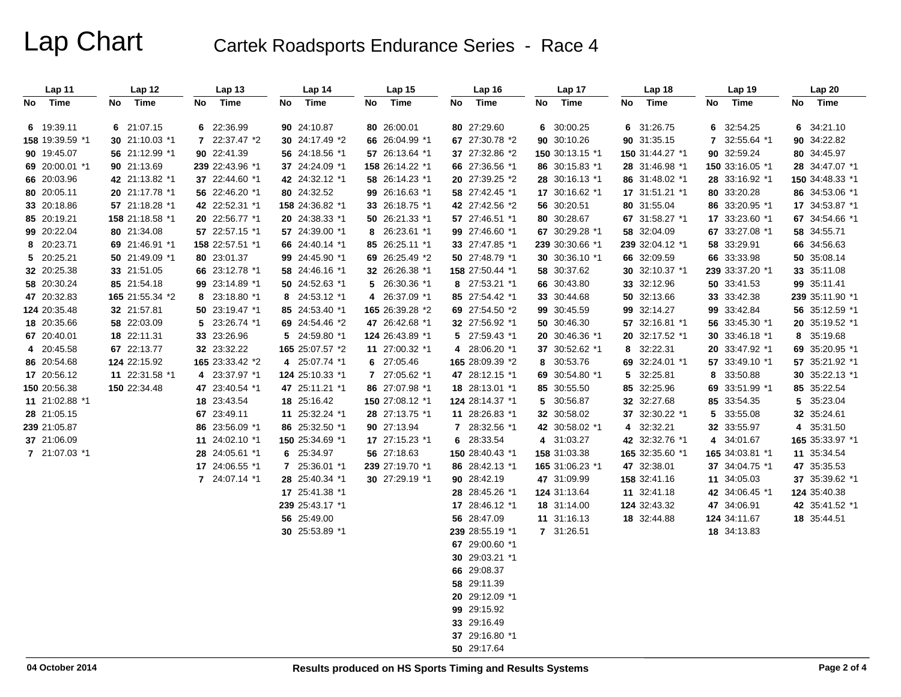# Lap Chart

## Cartek Roadsports Endurance Series - Race 4

| Lap 11 | | Lap 12 | | Lap 13 | | Lap 14 | | Lap 15 | | Lap 16 | | Lap 17 | | Lap 18 | | Lap 19 | | Lap 20 | |
|---|---|---|---|---|---|---|---|---|---|---|---|---|---|---|---|---|---|---|---|
| No | Time | No | Time | No | Time | No | Time | No | Time | No | Time | No | Time | No | Time | No | Time | No | Time |
| 6 | 19:39.11 | 6 | 21:07.15 | 6 | 22:36.99 | 90 | 24:10.87 | 80 | 26:00.01 | 80 | 27:29.60 | 6 | 30:00.25 | 6 | 31:26.75 | 6 | 32:54.25 | 6 | 34:21.10 |
| 158 | 19:39.59 *1 | 30 | 21:10.03 *1 | 7 | 22:37.47 *2 | 30 | 24:17.49 *2 | 66 | 26:04.99 *1 | 67 | 27:30.78 *2 | 90 | 30:10.26 | 90 | 31:35.15 | 7 | 32:55.64 *1 | 90 | 34:22.82 |
| 90 | 19:45.07 | 56 | 21:12.99 *1 | 90 | 22:41.39 | 56 | 24:18.56 *1 | 57 | 26:13.64 *1 | 37 | 27:32.86 *2 | 150 | 30:13.15 *1 | 150 | 31:44.27 *1 | 90 | 32:59.24 | 80 | 34:45.97 |
| 69 | 20:00.01 *1 | 90 | 21:13.69 | 239 | 22:43.96 *1 | 37 | 24:24.09 *1 | 158 | 26:14.22 *1 | 66 | 27:36.56 *1 | 86 | 30:15.83 *1 | 28 | 31:46.98 *1 | 150 | 33:16.05 *1 | 28 | 34:47.07 *1 |
| 66 | 20:03.96 | 42 | 21:13.82 *1 | 37 | 22:44.60 *1 | 42 | 24:32.12 *1 | 58 | 26:14.23 *1 | 20 | 27:39.25 *2 | 28 | 30:16.13 *1 | 86 | 31:48.02 *1 | 28 | 33:16.92 *1 | 150 | 34:48.33 *1 |
| 80 | 20:05.11 | 20 | 21:17.78 *1 | 56 | 22:46.20 *1 | 80 | 24:32.52 | 99 | 26:16.63 *1 | 58 | 27:42.45 *1 | 17 | 30:16.62 *1 | 17 | 31:51.21 *1 | 80 | 33:20.28 | 86 | 34:53.06 *1 |
| 33 | 20:18.86 | 57 | 21:18.28 *1 | 42 | 22:52.31 *1 | 158 | 24:36.82 *1 | 33 | 26:18.75 *1 | 42 | 27:42.56 *2 | 56 | 30:20.51 | 80 | 31:55.04 | 86 | 33:20.95 *1 | 17 | 34:53.87 *1 |
| 85 | 20:19.21 | 158 | 21:18.58 *1 | 20 | 22:56.77 *1 | 20 | 24:38.33 *1 | 50 | 26:21.33 *1 | 57 | 27:46.51 *1 | 80 | 30:28.67 | 67 | 31:58.27 *1 | 17 | 33:23.60 *1 | 67 | 34:54.66 *1 |
| 99 | 20:22.04 | 80 | 21:34.08 | 57 | 22:57.15 *1 | 57 | 24:39.00 *1 | 8 | 26:23.61 *1 | 99 | 27:46.60 *1 | 67 | 30:29.28 *1 | 58 | 32:04.09 | 67 | 33:27.08 *1 | 58 | 34:55.71 |
| 8 | 20:23.71 | 69 | 21:46.91 *1 | 158 | 22:57.51 *1 | 66 | 24:40.14 *1 | 85 | 26:25.11 *1 | 33 | 27:47.85 *1 | 239 | 30:30.66 *1 | 239 | 32:04.12 *1 | 58 | 33:29.91 | 66 | 34:56.63 |
| 5 | 20:25.21 | 50 | 21:49.09 *1 | 80 | 23:01.37 | 99 | 24:45.90 *1 | 69 | 26:25.49 *2 | 50 | 27:48.79 *1 | 30 | 30:36.10 *1 | 66 | 32:09.59 | 66 | 33:33.98 | 50 | 35:08.14 |
| 32 | 20:25.38 | 33 | 21:51.05 | 66 | 23:12.78 *1 | 58 | 24:46.16 *1 | 32 | 26:26.38 *1 | 158 | 27:50.44 *1 | 58 | 30:37.62 | 30 | 32:10.37 *1 | 239 | 33:37.20 *1 | 33 | 35:11.08 |
| 58 | 20:30.24 | 85 | 21:54.18 | 99 | 23:14.89 *1 | 50 | 24:52.63 *1 | 5 | 26:30.36 *1 | 8 | 27:53.21 *1 | 66 | 30:43.80 | 33 | 32:12.96 | 50 | 33:41.53 | 99 | 35:11.41 |
| 47 | 20:32.83 | 165 | 21:55.34 *2 | 8 | 23:18.80 *1 | 8 | 24:53.12 *1 | 4 | 26:37.09 *1 | 85 | 27:54.42 *1 | 33 | 30:44.68 | 50 | 32:13.66 | 33 | 33:42.38 | 239 | 35:11.90 *1 |
| 124 | 20:35.48 | 32 | 21:57.81 | 50 | 23:19.47 *1 | 85 | 24:53.40 *1 | 165 | 26:39.28 *2 | 69 | 27:54.50 *2 | 99 | 30:45.59 | 99 | 32:14.27 | 99 | 33:42.84 | 56 | 35:12.59 *1 |
| 18 | 20:35.66 | 58 | 22:03.09 | 5 | 23:26.74 *1 | 69 | 24:54.46 *2 | 47 | 26:42.68 *1 | 32 | 27:56.92 *1 | 50 | 30:46.30 | 57 | 32:16.81 *1 | 56 | 33:45.30 *1 | 20 | 35:19.52 *1 |
| 67 | 20:40.01 | 18 | 22:11.31 | 33 | 23:26.96 | 5 | 24:59.80 *1 | 124 | 26:43.89 *1 | 5 | 27:59.43 *1 | 20 | 30:46.36 *1 | 20 | 32:17.52 *1 | 30 | 33:46.18 *1 | 8 | 35:19.68 |
| 4 | 20:45.58 | 67 | 22:13.77 | 32 | 23:32.22 | 165 | 25:07.57 *2 | 11 | 27:00.32 *1 | 4 | 28:06.20 *1 | 37 | 30:52.62 *1 | 8 | 32:22.31 | 20 | 33:47.92 *1 | 69 | 35:20.95 *1 |
| 86 | 20:54.68 | 124 | 22:15.92 | 165 | 23:33.42 *2 | 4 | 25:07.74 *1 | 6 | 27:05.46 | 165 | 28:09.39 *2 | 8 | 30:53.76 | 69 | 32:24.01 *1 | 57 | 33:49.10 *1 | 57 | 35:21.92 *1 |
| 17 | 20:56.12 | 11 | 22:31.58 *1 | 4 | 23:37.97 *1 | 124 | 25:10.33 *1 | 7 | 27:05.62 *1 | 47 | 28:12.15 *1 | 69 | 30:54.80 *1 | 5 | 32:25.81 | 8 | 33:50.88 | 30 | 35:22.13 *1 |
| 150 | 20:56.38 | 150 | 22:34.48 | 47 | 23:40.54 *1 | 47 | 25:11.21 *1 | 86 | 27:07.98 *1 | 18 | 28:13.01 *1 | 85 | 30:55.50 | 85 | 32:25.96 | 69 | 33:51.99 *1 | 85 | 35:22.54 |
| 11 | 21:02.88 *1 | | | 18 | 23:43.54 | 18 | 25:16.42 | 150 | 27:08.12 *1 | 124 | 28:14.37 *1 | 5 | 30:56.87 | 32 | 32:27.68 | 85 | 33:54.35 | 5 | 35:23.04 |
| 28 | 21:05.15 | | | 67 | 23:49.11 | 11 | 25:32.24 *1 | 28 | 27:13.75 *1 | 11 | 28:26.83 *1 | 32 | 30:58.02 | 37 | 32:30.22 *1 | 5 | 33:55.08 | 32 | 35:24.61 |
| 239 | 21:05.87 | | | 86 | 23:56.09 *1 | 86 | 25:32.50 *1 | 90 | 27:13.94 | 7 | 28:32.56 *1 | 42 | 30:58.02 *1 | 4 | 32:32.21 | 32 | 33:55.97 | 4 | 35:31.50 |
| 37 | 21:06.09 | | | 11 | 24:02.10 *1 | 150 | 25:34.69 *1 | 17 | 27:15.23 *1 | 6 | 28:33.54 | 4 | 31:03.27 | 42 | 32:32.76 *1 | 4 | 34:01.67 | 165 | 35:33.97 *1 |
| 7 | 21:07.03 *1 | | | 28 | 24:05.61 *1 | 6 | 25:34.97 | 56 | 27:18.63 | 150 | 28:40.43 *1 | 158 | 31:03.38 | 165 | 32:35.60 *1 | 165 | 34:03.81 *1 | 11 | 35:34.54 |
| | | | | 17 | 24:06.55 *1 | 7 | 25:36.01 *1 | 239 | 27:19.70 *1 | 86 | 28:42.13 *1 | 165 | 31:06.23 *1 | 47 | 32:38.01 | 37 | 34:04.75 *1 | 47 | 35:35.53 |
| | | | | 7 | 24:07.14 *1 | 28 | 25:40.34 *1 | 30 | 27:29.19 *1 | 90 | 28:42.19 | 47 | 31:09.99 | 158 | 32:41.16 | 11 | 34:05.03 | 37 | 35:39.62 *1 |
| | | | | | | 17 | 25:41.38 *1 | | | 28 | 28:45.26 *1 | 124 | 31:13.64 | 11 | 32:41.18 | 42 | 34:06.45 *1 | 124 | 35:40.38 |
| | | | | | | 239 | 25:43.17 *1 | | | 17 | 28:46.12 *1 | 18 | 31:14.00 | 124 | 32:43.32 | 47 | 34:06.91 | 42 | 35:41.52 *1 |
| | | | | | | 56 | 25:49.00 | | | 56 | 28:47.09 | 11 | 31:16.13 | 18 | 32:44.88 | 124 | 34:11.67 | 18 | 35:44.51 |
| | | | | | | 30 | 25:53.89 *1 | | | 239 | 28:55.19 *1 | 7 | 31:26.51 | | | 18 | 34:13.83 | | |
| | | | | | | | | | | 67 | 29:00.60 *1 | | | | | | | | |
| | | | | | | | | | | 30 | 29:03.21 *1 | | | | | | | | |
| | | | | | | | | | | 66 | 29:08.37 | | | | | | | | |
| | | | | | | | | | | 58 | 29:11.39 | | | | | | | | |
| | | | | | | | | | | 20 | 29:12.09 *1 | | | | | | | | |
| | | | | | | | | | | 99 | 29:15.92 | | | | | | | | |
| | | | | | | | | | | 33 | 29:16.49 | | | | | | | | |
| | | | | | | | | | | 37 | 29:16.80 *1 | | | | | | | | |
| | | | | | | | | | | 50 | 29:17.64 | | | | | | | | |

04 October 2014

Results produced on HS Sports Timing and Results Systems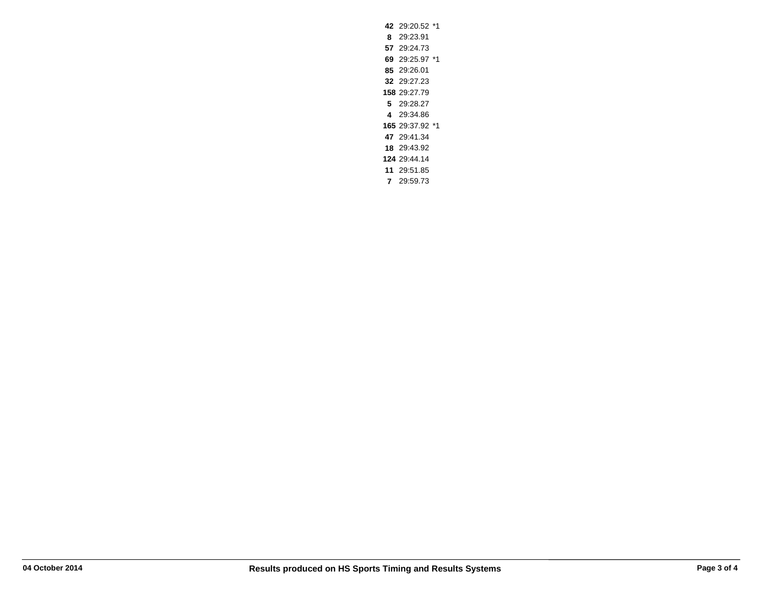| | | |
|---|---|---|
| **42** | 29:20.52 | *1 |
| **8** | 29:23.91 | |
| **57** | 29:24.73 | |
| **69** | 29:25.97 | *1 |
| **85** | 29:26.01 | |
| **32** | 29:27.23 | |
| **158** | 29:27.79 | |
| **5** | 29:28.27 | |
| **4** | 29:34.86 | |
| **165** | 29:37.92 | *1 |
| **47** | 29:41.34 | |
| **18** | 29:43.92 | |
| **124** | 29:44.14 | |
| **11** | 29:51.85 | |
| **7** | 29:59.73 | |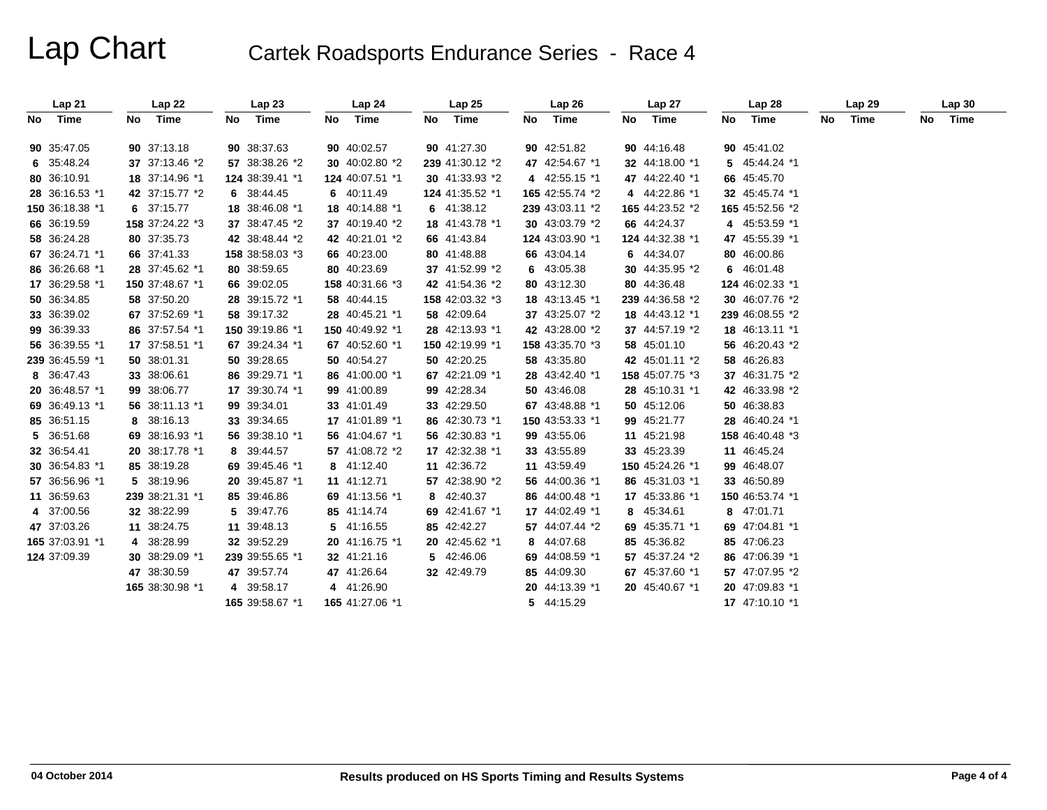# Lap Chart

## Cartek Roadsports Endurance Series - Race 4

| Lap 21 | | Lap 22 | | Lap 23 | | Lap 24 | | Lap 25 | | Lap 26 | | Lap 27 | | Lap 28 | | Lap 29 | | Lap 30 | |
|---|---|---|---|---|---|---|---|---|---|---|---|---|---|---|---|---|---|---|---|
| No | Time | No | Time | No | Time | No | Time | No | Time | No | Time | No | Time | No | Time | No | Time | No | Time |
| 90 | 35:47.05 | 90 | 37:13.18 | 90 | 38:37.63 | 90 | 40:02.57 | 90 | 41:27.30 | 90 | 42:51.82 | 90 | 44:16.48 | 90 | 45:41.02 | | | | |
| 6 | 35:48.24 | 37 | 37:13.46 *2 | 57 | 38:38.26 *2 | 30 | 40:02.80 *2 | 239 | 41:30.12 *2 | 47 | 42:54.67 *1 | 32 | 44:18.00 *1 | 5 | 45:44.24 *1 | | | | |
| 80 | 36:10.91 | 18 | 37:14.96 *1 | 124 | 38:39.41 *1 | 124 | 40:07.51 *1 | 30 | 41:33.93 *2 | 4 | 42:55.15 *1 | 47 | 44:22.40 *1 | 66 | 45:45.70 | | | | |
| 28 | 36:16.53 *1 | 42 | 37:15.77 *2 | 6 | 38:44.45 | 6 | 40:11.49 | 124 | 41:35.52 *1 | 165 | 42:55.74 *2 | 4 | 44:22.86 *1 | 32 | 45:45.74 *1 | | | | |
| 150 | 36:18.38 *1 | 6 | 37:15.77 | 18 | 38:46.08 *1 | 18 | 40:14.88 *1 | 6 | 41:38.12 | 239 | 43:03.11 *2 | 165 | 44:23.52 *2 | 165 | 45:52.56 *2 | | | | |
| 66 | 36:19.59 | 158 | 37:24.22 *3 | 37 | 38:47.45 *2 | 37 | 40:19.40 *2 | 18 | 41:43.78 *1 | 30 | 43:03.79 *2 | 66 | 44:24.37 | 4 | 45:53.59 *1 | | | | |
| 58 | 36:24.28 | 80 | 37:35.73 | 42 | 38:48.44 *2 | 42 | 40:21.01 *2 | 66 | 41:43.84 | 124 | 43:03.90 *1 | 124 | 44:32.38 *1 | 47 | 45:55.39 *1 | | | | |
| 67 | 36:24.71 *1 | 66 | 37:41.33 | 158 | 38:58.03 *3 | 66 | 40:23.00 | 80 | 41:48.88 | 66 | 43:04.14 | 6 | 44:34.07 | 80 | 46:00.86 | | | | |
| 86 | 36:26.68 *1 | 28 | 37:45.62 *1 | 80 | 38:59.65 | 80 | 40:23.69 | 37 | 41:52.99 *2 | 6 | 43:05.38 | 30 | 44:35.95 *2 | 6 | 46:01.48 | | | | |
| 17 | 36:29.58 *1 | 150 | 37:48.67 *1 | 66 | 39:02.05 | 158 | 40:31.66 *3 | 42 | 41:54.36 *2 | 80 | 43:12.30 | 80 | 44:36.48 | 124 | 46:02.33 *1 | | | | |
| 50 | 36:34.85 | 58 | 37:50.20 | 28 | 39:15.72 *1 | 58 | 40:44.15 | 158 | 42:03.32 *3 | 18 | 43:13.45 *1 | 239 | 44:36.58 *2 | 30 | 46:07.76 *2 | | | | |
| 33 | 36:39.02 | 67 | 37:52.69 *1 | 58 | 39:17.32 | 28 | 40:45.21 *1 | 58 | 42:09.64 | 37 | 43:25.07 *2 | 18 | 44:43.12 *1 | 239 | 46:08.55 *2 | | | | |
| 99 | 36:39.33 | 86 | 37:57.54 *1 | 150 | 39:19.86 *1 | 150 | 40:49.92 *1 | 28 | 42:13.93 *1 | 42 | 43:28.00 *2 | 37 | 44:57.19 *2 | 18 | 46:13.11 *1 | | | | |
| 56 | 36:39.55 *1 | 17 | 37:58.51 *1 | 67 | 39:24.34 *1 | 67 | 40:52.60 *1 | 150 | 42:19.99 *1 | 158 | 43:35.70 *3 | 58 | 45:01.10 | 56 | 46:20.43 *2 | | | | |
| 239 | 36:45.59 *1 | 50 | 38:01.31 | 50 | 39:28.65 | 50 | 40:54.27 | 50 | 42:20.25 | 58 | 43:35.80 | 42 | 45:01.11 *2 | 58 | 46:26.83 | | | | |
| 8 | 36:47.43 | 33 | 38:06.61 | 86 | 39:29.71 *1 | 86 | 41:00.00 *1 | 67 | 42:21.09 *1 | 28 | 43:42.40 *1 | 158 | 45:07.75 *3 | 37 | 46:31.75 *2 | | | | |
| 20 | 36:48.57 *1 | 99 | 38:06.77 | 17 | 39:30.74 *1 | 99 | 41:00.89 | 99 | 42:28.34 | 50 | 43:46.08 | 28 | 45:10.31 *1 | 42 | 46:33.98 *2 | | | | |
| 69 | 36:49.13 *1 | 56 | 38:11.13 *1 | 99 | 39:34.01 | 33 | 41:01.49 | 33 | 42:29.50 | 67 | 43:48.88 *1 | 50 | 45:12.06 | 50 | 46:38.83 | | | | |
| 85 | 36:51.15 | 8 | 38:16.13 | 33 | 39:34.65 | 17 | 41:01.89 *1 | 86 | 42:30.73 *1 | 150 | 43:53.33 *1 | 99 | 45:21.77 | 28 | 46:40.24 *1 | | | | |
| 5 | 36:51.68 | 69 | 38:16.93 *1 | 56 | 39:38.10 *1 | 56 | 41:04.67 *1 | 56 | 42:30.83 *1 | 99 | 43:55.06 | 11 | 45:21.98 | 158 | 46:40.48 *3 | | | | |
| 32 | 36:54.41 | 20 | 38:17.78 *1 | 8 | 39:44.57 | 57 | 41:08.72 *2 | 17 | 42:32.38 *1 | 33 | 43:55.89 | 33 | 45:23.39 | 11 | 46:45.24 | | | | |
| 30 | 36:54.83 *1 | 85 | 38:19.28 | 69 | 39:45.46 *1 | 8 | 41:12.40 | 11 | 42:36.72 | 11 | 43:59.49 | 150 | 45:24.26 *1 | 99 | 46:48.07 | | | | |
| 57 | 36:56.96 *1 | 5 | 38:19.96 | 20 | 39:45.87 *1 | 11 | 41:12.71 | 57 | 42:38.90 *2 | 56 | 44:00.36 *1 | 86 | 45:31.03 *1 | 33 | 46:50.89 | | | | |
| 11 | 36:59.63 | 239 | 38:21.31 *1 | 85 | 39:46.86 | 69 | 41:13.56 *1 | 8 | 42:40.37 | 86 | 44:00.48 *1 | 17 | 45:33.86 *1 | 150 | 46:53.74 *1 | | | | |
| 4 | 37:00.56 | 32 | 38:22.99 | 5 | 39:47.76 | 85 | 41:14.74 | 69 | 42:41.67 *1 | 17 | 44:02.49 *1 | 8 | 45:34.61 | 8 | 47:01.71 | | | | |
| 47 | 37:03.26 | 11 | 38:24.75 | 11 | 39:48.13 | 5 | 41:16.55 | 85 | 42:42.27 | 57 | 44:07.44 *2 | 69 | 45:35.71 *1 | 69 | 47:04.81 *1 | | | | |
| 165 | 37:03.91 *1 | 4 | 38:28.99 | 32 | 39:52.29 | 20 | 41:16.75 *1 | 20 | 42:45.62 *1 | 8 | 44:07.68 | 85 | 45:36.82 | 85 | 47:06.23 | | | | |
| 124 | 37:09.39 | 30 | 38:29.09 *1 | 239 | 39:55.65 *1 | 32 | 41:21.16 | 5 | 42:46.06 | 69 | 44:08.59 *1 | 57 | 45:37.24 *2 | 86 | 47:06.39 *1 | | | | |
| | | 47 | 38:30.59 | 47 | 39:57.74 | 47 | 41:26.64 | 32 | 42:49.79 | 85 | 44:09.30 | 67 | 45:37.60 *1 | 57 | 47:07.95 *2 | | | | |
| | | 165 | 38:30.98 *1 | 4 | 39:58.17 | 4 | 41:26.90 | | | 20 | 44:13.39 *1 | 20 | 45:40.67 *1 | 20 | 47:09.83 *1 | | | | |
| | | | | 165 | 39:58.67 *1 | 165 | 41:27.06 *1 | | | 5 | 44:15.29 | | | 17 | 47:10.10 *1 | | | | |

04 October 2014

Results produced on HS Sports Timing and Results Systems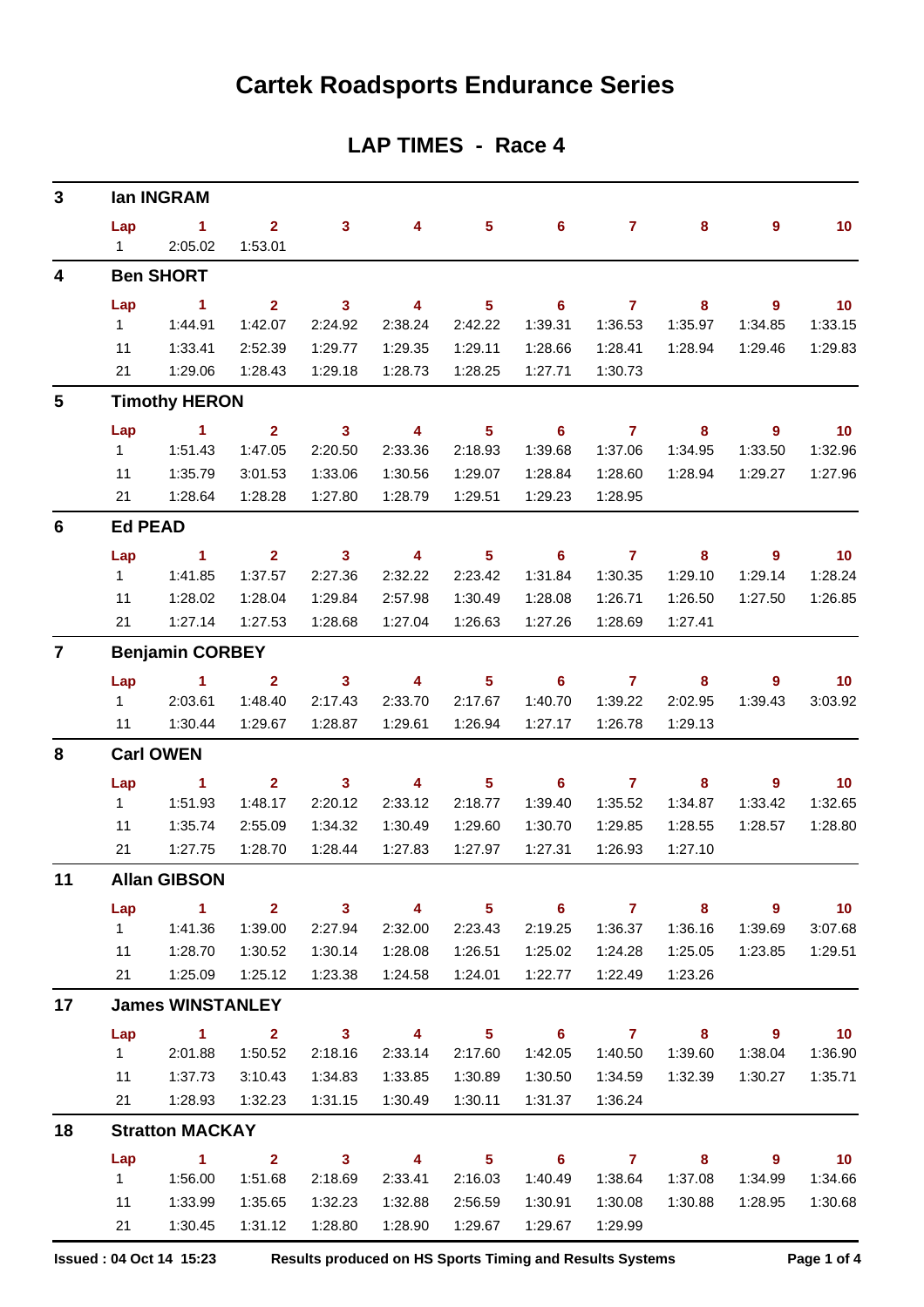# Cartek Roadsports Endurance Series

## LAP TIMES - Race 4

### 3 Ian INGRAM

| Lap | 1 | 2 | 3 | 4 | 5 | 6 | 7 | 8 | 9 | 10 |
|---|---|---|---|---|---|---|---|---|---|---|
| 1 | 2:05.02 | 1:53.01 | | | | | | | | |

### 4 Ben SHORT

| Lap | 1 | 2 | 3 | 4 | 5 | 6 | 7 | 8 | 9 | 10 |
|---|---|---|---|---|---|---|---|---|---|---|
| 1 | 1:44.91 | 1:42.07 | 2:24.92 | 2:38.24 | 2:42.22 | 1:39.31 | 1:36.53 | 1:35.97 | 1:34.85 | 1:33.15 |
| 11 | 1:33.41 | 2:52.39 | 1:29.77 | 1:29.35 | 1:29.11 | 1:28.66 | 1:28.41 | 1:28.94 | 1:29.46 | 1:29.83 |
| 21 | 1:29.06 | 1:28.43 | 1:29.18 | 1:28.73 | 1:28.25 | 1:27.71 | 1:30.73 | | | |

### 5 Timothy HERON

| Lap | 1 | 2 | 3 | 4 | 5 | 6 | 7 | 8 | 9 | 10 |
|---|---|---|---|---|---|---|---|---|---|---|
| 1 | 1:51.43 | 1:47.05 | 2:20.50 | 2:33.36 | 2:18.93 | 1:39.68 | 1:37.06 | 1:34.95 | 1:33.50 | 1:32.96 |
| 11 | 1:35.79 | 3:01.53 | 1:33.06 | 1:30.56 | 1:29.07 | 1:28.84 | 1:28.60 | 1:28.94 | 1:29.27 | 1:27.96 |
| 21 | 1:28.64 | 1:28.28 | 1:27.80 | 1:28.79 | 1:29.51 | 1:29.23 | 1:28.95 | | | |

### 6 Ed PEAD

| Lap | 1 | 2 | 3 | 4 | 5 | 6 | 7 | 8 | 9 | 10 |
|---|---|---|---|---|---|---|---|---|---|---|
| 1 | 1:41.85 | 1:37.57 | 2:27.36 | 2:32.22 | 2:23.42 | 1:31.84 | 1:30.35 | 1:29.10 | 1:29.14 | 1:28.24 |
| 11 | 1:28.02 | 1:28.04 | 1:29.84 | 2:57.98 | 1:30.49 | 1:28.08 | 1:26.71 | 1:26.50 | 1:27.50 | 1:26.85 |
| 21 | 1:27.14 | 1:27.53 | 1:28.68 | 1:27.04 | 1:26.63 | 1:27.26 | 1:28.69 | 1:27.41 | | |

### 7 Benjamin CORBEY

| Lap | 1 | 2 | 3 | 4 | 5 | 6 | 7 | 8 | 9 | 10 |
|---|---|---|---|---|---|---|---|---|---|---|
| 1 | 2:03.61 | 1:48.40 | 2:17.43 | 2:33.70 | 2:17.67 | 1:40.70 | 1:39.22 | 2:02.95 | 1:39.43 | 3:03.92 |
| 11 | 1:30.44 | 1:29.67 | 1:28.87 | 1:29.61 | 1:26.94 | 1:27.17 | 1:26.78 | 1:29.13 | | |

### 8 Carl OWEN

| Lap | 1 | 2 | 3 | 4 | 5 | 6 | 7 | 8 | 9 | 10 |
|---|---|---|---|---|---|---|---|---|---|---|
| 1 | 1:51.93 | 1:48.17 | 2:20.12 | 2:33.12 | 2:18.77 | 1:39.40 | 1:35.52 | 1:34.87 | 1:33.42 | 1:32.65 |
| 11 | 1:35.74 | 2:55.09 | 1:34.32 | 1:30.49 | 1:29.60 | 1:30.70 | 1:29.85 | 1:28.55 | 1:28.57 | 1:28.80 |
| 21 | 1:27.75 | 1:28.70 | 1:28.44 | 1:27.83 | 1:27.97 | 1:27.31 | 1:26.93 | 1:27.10 | | |

### 11 Allan GIBSON

| Lap | 1 | 2 | 3 | 4 | 5 | 6 | 7 | 8 | 9 | 10 |
|---|---|---|---|---|---|---|---|---|---|---|
| 1 | 1:41.36 | 1:39.00 | 2:27.94 | 2:32.00 | 2:23.43 | 2:19.25 | 1:36.37 | 1:36.16 | 1:39.69 | 3:07.68 |
| 11 | 1:28.70 | 1:30.52 | 1:30.14 | 1:28.08 | 1:26.51 | 1:25.02 | 1:24.28 | 1:25.05 | 1:23.85 | 1:29.51 |
| 21 | 1:25.09 | 1:25.12 | 1:23.38 | 1:24.58 | 1:24.01 | 1:22.77 | 1:22.49 | 1:23.26 | | |

### 17 James WINSTANLEY

| Lap | 1 | 2 | 3 | 4 | 5 | 6 | 7 | 8 | 9 | 10 |
|---|---|---|---|---|---|---|---|---|---|---|
| 1 | 2:01.88 | 1:50.52 | 2:18.16 | 2:33.14 | 2:17.60 | 1:42.05 | 1:40.50 | 1:39.60 | 1:38.04 | 1:36.90 |
| 11 | 1:37.73 | 3:10.43 | 1:34.83 | 1:33.85 | 1:30.89 | 1:30.50 | 1:34.59 | 1:32.39 | 1:30.27 | 1:35.71 |
| 21 | 1:28.93 | 1:32.23 | 1:31.15 | 1:30.49 | 1:30.11 | 1:31.37 | 1:36.24 | | | |

### 18 Stratton MACKAY

| Lap | 1 | 2 | 3 | 4 | 5 | 6 | 7 | 8 | 9 | 10 |
|---|---|---|---|---|---|---|---|---|---|---|
| 1 | 1:56.00 | 1:51.68 | 2:18.69 | 2:33.41 | 2:16.03 | 1:40.49 | 1:38.64 | 1:37.08 | 1:34.99 | 1:34.66 |
| 11 | 1:33.99 | 1:35.65 | 1:32.23 | 1:32.88 | 2:56.59 | 1:30.91 | 1:30.08 | 1:30.88 | 1:28.95 | 1:30.68 |
| 21 | 1:30.45 | 1:31.12 | 1:28.80 | 1:28.90 | 1:29.67 | 1:29.67 | 1:29.99 | | | |

**Issued : 04 Oct 14 15:23** **Results produced on HS Sports Timing and Results Systems**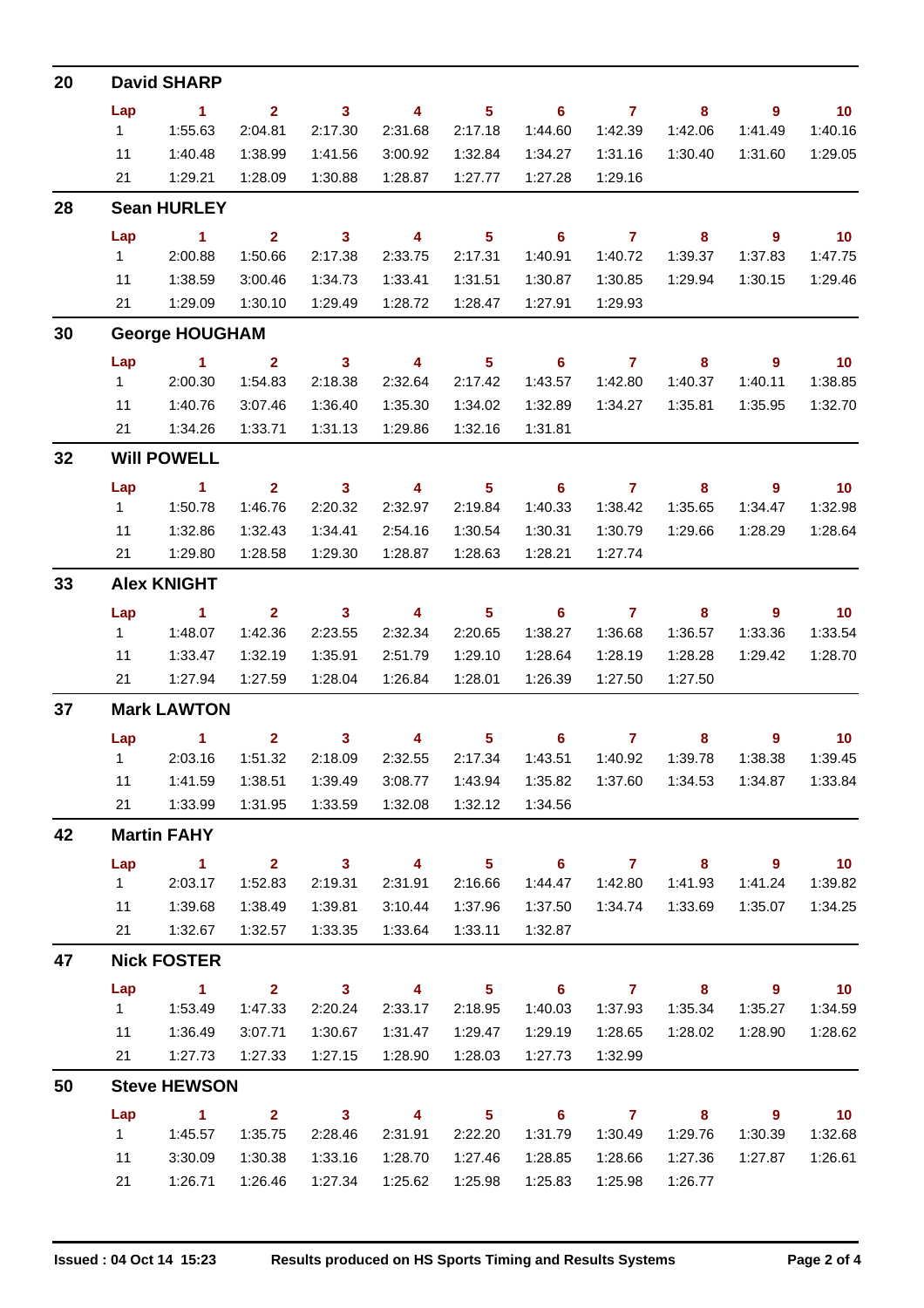## 20 David SHARP

| Lap | 1 | 2 | 3 | 4 | 5 | 6 | 7 | 8 | 9 | 10 |
|---|---|---|---|---|---|---|---|---|---|---|
| 1 | 1:55.63 | 2:04.81 | 2:17.30 | 2:31.68 | 2:17.18 | 1:44.60 | 1:42.39 | 1:42.06 | 1:41.49 | 1:40.16 |
| 11 | 1:40.48 | 1:38.99 | 1:41.56 | 3:00.92 | 1:32.84 | 1:34.27 | 1:31.16 | 1:30.40 | 1:31.60 | 1:29.05 |
| 21 | 1:29.21 | 1:28.09 | 1:30.88 | 1:28.87 | 1:27.77 | 1:27.28 | 1:29.16 | | | |

## 28 Sean HURLEY

| Lap | 1 | 2 | 3 | 4 | 5 | 6 | 7 | 8 | 9 | 10 |
|---|---|---|---|---|---|---|---|---|---|---|
| 1 | 2:00.88 | 1:50.66 | 2:17.38 | 2:33.75 | 2:17.31 | 1:40.91 | 1:40.72 | 1:39.37 | 1:37.83 | 1:47.75 |
| 11 | 1:38.59 | 3:00.46 | 1:34.73 | 1:33.41 | 1:31.51 | 1:30.87 | 1:30.85 | 1:29.94 | 1:30.15 | 1:29.46 |
| 21 | 1:29.09 | 1:30.10 | 1:29.49 | 1:28.72 | 1:28.47 | 1:27.91 | 1:29.93 | | | |

## 30 George HOUGHAM

| Lap | 1 | 2 | 3 | 4 | 5 | 6 | 7 | 8 | 9 | 10 |
|---|---|---|---|---|---|---|---|---|---|---|
| 1 | 2:00.30 | 1:54.83 | 2:18.38 | 2:32.64 | 2:17.42 | 1:43.57 | 1:42.80 | 1:40.37 | 1:40.11 | 1:38.85 |
| 11 | 1:40.76 | 3:07.46 | 1:36.40 | 1:35.30 | 1:34.02 | 1:32.89 | 1:34.27 | 1:35.81 | 1:35.95 | 1:32.70 |
| 21 | 1:34.26 | 1:33.71 | 1:31.13 | 1:29.86 | 1:32.16 | 1:31.81 | | | | |

## 32 Will POWELL

| Lap | 1 | 2 | 3 | 4 | 5 | 6 | 7 | 8 | 9 | 10 |
|---|---|---|---|---|---|---|---|---|---|---|
| 1 | 1:50.78 | 1:46.76 | 2:20.32 | 2:32.97 | 2:19.84 | 1:40.33 | 1:38.42 | 1:35.65 | 1:34.47 | 1:32.98 |
| 11 | 1:32.86 | 1:32.43 | 1:34.41 | 2:54.16 | 1:30.54 | 1:30.31 | 1:30.79 | 1:29.66 | 1:28.29 | 1:28.64 |
| 21 | 1:29.80 | 1:28.58 | 1:29.30 | 1:28.87 | 1:28.63 | 1:28.21 | 1:27.74 | | | |

## 33 Alex KNIGHT

| Lap | 1 | 2 | 3 | 4 | 5 | 6 | 7 | 8 | 9 | 10 |
|---|---|---|---|---|---|---|---|---|---|---|
| 1 | 1:48.07 | 1:42.36 | 2:23.55 | 2:32.34 | 2:20.65 | 1:38.27 | 1:36.68 | 1:36.57 | 1:33.36 | 1:33.54 |
| 11 | 1:33.47 | 1:32.19 | 1:35.91 | 2:51.79 | 1:29.10 | 1:28.64 | 1:28.19 | 1:28.28 | 1:29.42 | 1:28.70 |
| 21 | 1:27.94 | 1:27.59 | 1:28.04 | 1:26.84 | 1:28.01 | 1:26.39 | 1:27.50 | 1:27.50 | | |

## 37 Mark LAWTON

| Lap | 1 | 2 | 3 | 4 | 5 | 6 | 7 | 8 | 9 | 10 |
|---|---|---|---|---|---|---|---|---|---|---|
| 1 | 2:03.16 | 1:51.32 | 2:18.09 | 2:32.55 | 2:17.34 | 1:43.51 | 1:40.92 | 1:39.78 | 1:38.38 | 1:39.45 |
| 11 | 1:41.59 | 1:38.51 | 1:39.49 | 3:08.77 | 1:43.94 | 1:35.82 | 1:37.60 | 1:34.53 | 1:34.87 | 1:33.84 |
| 21 | 1:33.99 | 1:31.95 | 1:33.59 | 1:32.08 | 1:32.12 | 1:34.56 | | | | |

## 42 Martin FAHY

| Lap | 1 | 2 | 3 | 4 | 5 | 6 | 7 | 8 | 9 | 10 |
|---|---|---|---|---|---|---|---|---|---|---|
| 1 | 2:03.17 | 1:52.83 | 2:19.31 | 2:31.91 | 2:16.66 | 1:44.47 | 1:42.80 | 1:41.93 | 1:41.24 | 1:39.82 |
| 11 | 1:39.68 | 1:38.49 | 1:39.81 | 3:10.44 | 1:37.96 | 1:37.50 | 1:34.74 | 1:33.69 | 1:35.07 | 1:34.25 |
| 21 | 1:32.67 | 1:32.57 | 1:33.35 | 1:33.64 | 1:33.11 | 1:32.87 | | | | |

## 47 Nick FOSTER

| Lap | 1 | 2 | 3 | 4 | 5 | 6 | 7 | 8 | 9 | 10 |
|---|---|---|---|---|---|---|---|---|---|---|
| 1 | 1:53.49 | 1:47.33 | 2:20.24 | 2:33.17 | 2:18.95 | 1:40.03 | 1:37.93 | 1:35.34 | 1:35.27 | 1:34.59 |
| 11 | 1:36.49 | 3:07.71 | 1:30.67 | 1:31.47 | 1:29.47 | 1:29.19 | 1:28.65 | 1:28.02 | 1:28.90 | 1:28.62 |
| 21 | 1:27.73 | 1:27.33 | 1:27.15 | 1:28.90 | 1:28.03 | 1:27.73 | 1:32.99 | | | |

## 50 Steve HEWSON

| Lap | 1 | 2 | 3 | 4 | 5 | 6 | 7 | 8 | 9 | 10 |
|---|---|---|---|---|---|---|---|---|---|---|
| 1 | 1:45.57 | 1:35.75 | 2:28.46 | 2:31.91 | 2:22.20 | 1:31.79 | 1:30.49 | 1:29.76 | 1:30.39 | 1:32.68 |
| 11 | 3:30.09 | 1:30.38 | 1:33.16 | 1:28.70 | 1:27.46 | 1:28.85 | 1:28.66 | 1:27.36 | 1:27.87 | 1:26.61 |
| 21 | 1:26.71 | 1:26.46 | 1:27.34 | 1:25.62 | 1:25.98 | 1:25.83 | 1:25.98 | 1:26.77 | | |

**Issued : 04 Oct 14 15:23** **Results produced on HS Sports Timing and Results Systems**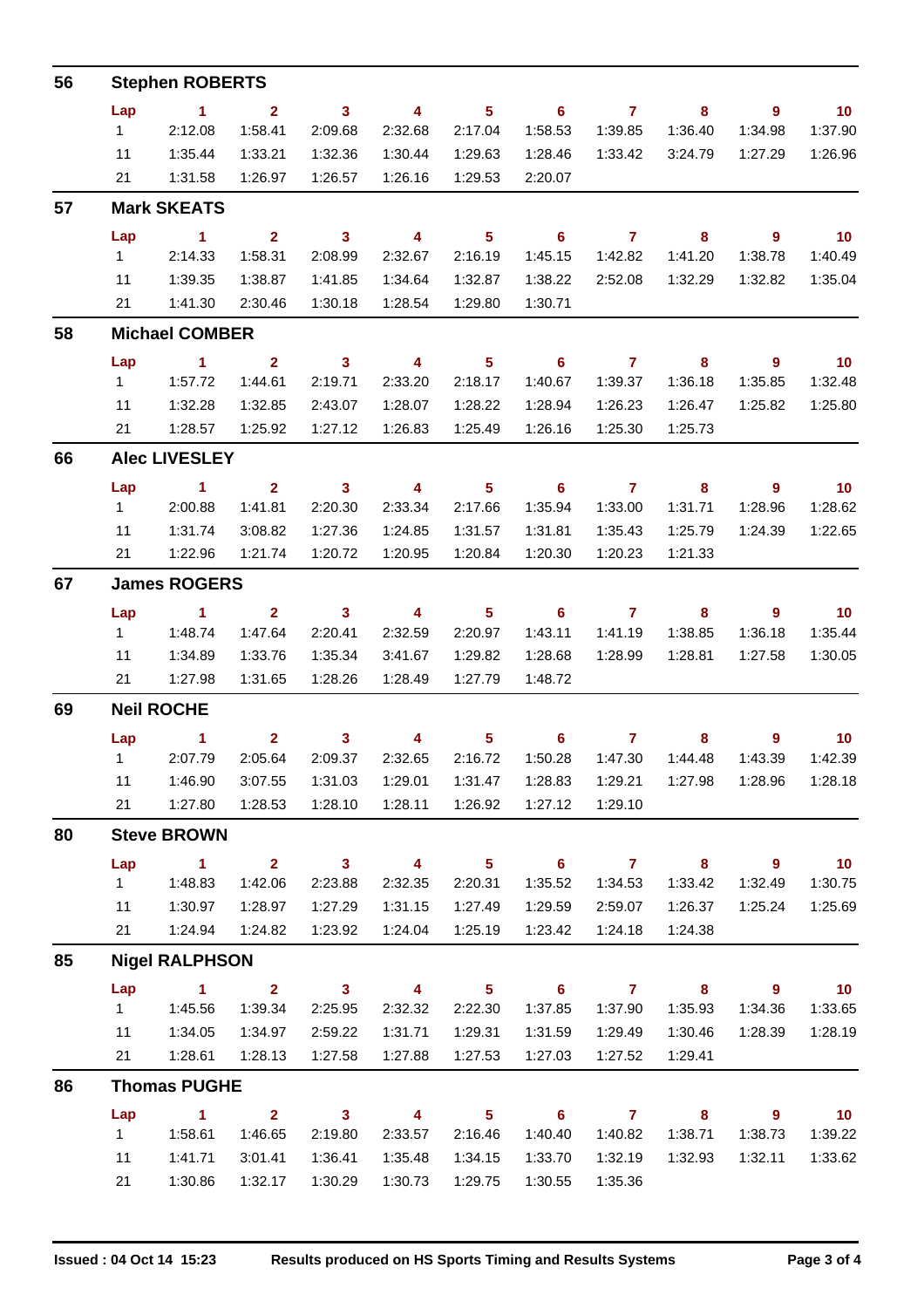## 56 Stephen ROBERTS

| Lap | 1 | 2 | 3 | 4 | 5 | 6 | 7 | 8 | 9 | 10 |
|---|---|---|---|---|---|---|---|---|---|---|
| 1 | 2:12.08 | 1:58.41 | 2:09.68 | 2:32.68 | 2:17.04 | 1:58.53 | 1:39.85 | 1:36.40 | 1:34.98 | 1:37.90 |
| 11 | 1:35.44 | 1:33.21 | 1:32.36 | 1:30.44 | 1:29.63 | 1:28.46 | 1:33.42 | 3:24.79 | 1:27.29 | 1:26.96 |
| 21 | 1:31.58 | 1:26.97 | 1:26.57 | 1:26.16 | 1:29.53 | 2:20.07 | | | | |

## 57 Mark SKEATS

| Lap | 1 | 2 | 3 | 4 | 5 | 6 | 7 | 8 | 9 | 10 |
|---|---|---|---|---|---|---|---|---|---|---|
| 1 | 2:14.33 | 1:58.31 | 2:08.99 | 2:32.67 | 2:16.19 | 1:45.15 | 1:42.82 | 1:41.20 | 1:38.78 | 1:40.49 |
| 11 | 1:39.35 | 1:38.87 | 1:41.85 | 1:34.64 | 1:32.87 | 1:38.22 | 2:52.08 | 1:32.29 | 1:32.82 | 1:35.04 |
| 21 | 1:41.30 | 2:30.46 | 1:30.18 | 1:28.54 | 1:29.80 | 1:30.71 | | | | |

## 58 Michael COMBER

| Lap | 1 | 2 | 3 | 4 | 5 | 6 | 7 | 8 | 9 | 10 |
|---|---|---|---|---|---|---|---|---|---|---|
| 1 | 1:57.72 | 1:44.61 | 2:19.71 | 2:33.20 | 2:18.17 | 1:40.67 | 1:39.37 | 1:36.18 | 1:35.85 | 1:32.48 |
| 11 | 1:32.28 | 1:32.85 | 2:43.07 | 1:28.07 | 1:28.22 | 1:28.94 | 1:26.23 | 1:26.47 | 1:25.82 | 1:25.80 |
| 21 | 1:28.57 | 1:25.92 | 1:27.12 | 1:26.83 | 1:25.49 | 1:26.16 | 1:25.30 | 1:25.73 | | |

## 66 Alec LIVESLEY

| Lap | 1 | 2 | 3 | 4 | 5 | 6 | 7 | 8 | 9 | 10 |
|---|---|---|---|---|---|---|---|---|---|---|
| 1 | 2:00.88 | 1:41.81 | 2:20.30 | 2:33.34 | 2:17.66 | 1:35.94 | 1:33.00 | 1:31.71 | 1:28.96 | 1:28.62 |
| 11 | 1:31.74 | 3:08.82 | 1:27.36 | 1:24.85 | 1:31.57 | 1:31.81 | 1:35.43 | 1:25.79 | 1:24.39 | 1:22.65 |
| 21 | 1:22.96 | 1:21.74 | 1:20.72 | 1:20.95 | 1:20.84 | 1:20.30 | 1:20.23 | 1:21.33 | | |

## 67 James ROGERS

| Lap | 1 | 2 | 3 | 4 | 5 | 6 | 7 | 8 | 9 | 10 |
|---|---|---|---|---|---|---|---|---|---|---|
| 1 | 1:48.74 | 1:47.64 | 2:20.41 | 2:32.59 | 2:20.97 | 1:43.11 | 1:41.19 | 1:38.85 | 1:36.18 | 1:35.44 |
| 11 | 1:34.89 | 1:33.76 | 1:35.34 | 3:41.67 | 1:29.82 | 1:28.68 | 1:28.99 | 1:28.81 | 1:27.58 | 1:30.05 |
| 21 | 1:27.98 | 1:31.65 | 1:28.26 | 1:28.49 | 1:27.79 | 1:48.72 | | | | |

## 69 Neil ROCHE

| Lap | 1 | 2 | 3 | 4 | 5 | 6 | 7 | 8 | 9 | 10 |
|---|---|---|---|---|---|---|---|---|---|---|
| 1 | 2:07.79 | 2:05.64 | 2:09.37 | 2:32.65 | 2:16.72 | 1:50.28 | 1:47.30 | 1:44.48 | 1:43.39 | 1:42.39 |
| 11 | 1:46.90 | 3:07.55 | 1:31.03 | 1:29.01 | 1:31.47 | 1:28.83 | 1:29.21 | 1:27.98 | 1:28.96 | 1:28.18 |
| 21 | 1:27.80 | 1:28.53 | 1:28.10 | 1:28.11 | 1:26.92 | 1:27.12 | 1:29.10 | | | |

## 80 Steve BROWN

| Lap | 1 | 2 | 3 | 4 | 5 | 6 | 7 | 8 | 9 | 10 |
|---|---|---|---|---|---|---|---|---|---|---|
| 1 | 1:48.83 | 1:42.06 | 2:23.88 | 2:32.35 | 2:20.31 | 1:35.52 | 1:34.53 | 1:33.42 | 1:32.49 | 1:30.75 |
| 11 | 1:30.97 | 1:28.97 | 1:27.29 | 1:31.15 | 1:27.49 | 1:29.59 | 2:59.07 | 1:26.37 | 1:25.24 | 1:25.69 |
| 21 | 1:24.94 | 1:24.82 | 1:23.92 | 1:24.04 | 1:25.19 | 1:23.42 | 1:24.18 | 1:24.38 | | |

## 85 Nigel RALPHSON

| Lap | 1 | 2 | 3 | 4 | 5 | 6 | 7 | 8 | 9 | 10 |
|---|---|---|---|---|---|---|---|---|---|---|
| 1 | 1:45.56 | 1:39.34 | 2:25.95 | 2:32.32 | 2:22.30 | 1:37.85 | 1:37.90 | 1:35.93 | 1:34.36 | 1:33.65 |
| 11 | 1:34.05 | 1:34.97 | 2:59.22 | 1:31.71 | 1:29.31 | 1:31.59 | 1:29.49 | 1:30.46 | 1:28.39 | 1:28.19 |
| 21 | 1:28.61 | 1:28.13 | 1:27.58 | 1:27.88 | 1:27.53 | 1:27.03 | 1:27.52 | 1:29.41 | | |

## 86 Thomas PUGHE

| Lap | 1 | 2 | 3 | 4 | 5 | 6 | 7 | 8 | 9 | 10 |
|---|---|---|---|---|---|---|---|---|---|---|
| 1 | 1:58.61 | 1:46.65 | 2:19.80 | 2:33.57 | 2:16.46 | 1:40.40 | 1:40.82 | 1:38.71 | 1:38.73 | 1:39.22 |
| 11 | 1:41.71 | 3:01.41 | 1:36.41 | 1:35.48 | 1:34.15 | 1:33.70 | 1:32.19 | 1:32.93 | 1:32.11 | 1:33.62 |
| 21 | 1:30.86 | 1:32.17 | 1:30.29 | 1:30.73 | 1:29.75 | 1:30.55 | 1:35.36 | | | |

**Issued : 04 Oct 14 15:23** **Results produced on HS Sports Timing and Results Systems**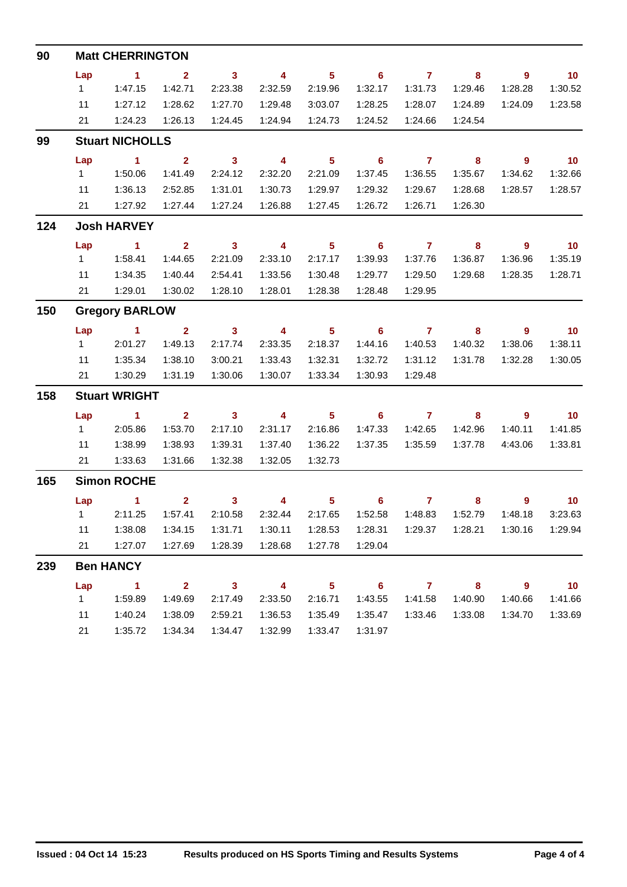## 90 Matt CHERRINGTON

| Lap | 1 | 2 | 3 | 4 | 5 | 6 | 7 | 8 | 9 | 10 |
|---|---|---|---|---|---|---|---|---|---|---|
| 1 | 1:47.15 | 1:42.71 | 2:23.38 | 2:32.59 | 2:19.96 | 1:32.17 | 1:31.73 | 1:29.46 | 1:28.28 | 1:30.52 |
| 11 | 1:27.12 | 1:28.62 | 1:27.70 | 1:29.48 | 3:03.07 | 1:28.25 | 1:28.07 | 1:24.89 | 1:24.09 | 1:23.58 |
| 21 | 1:24.23 | 1:26.13 | 1:24.45 | 1:24.94 | 1:24.73 | 1:24.52 | 1:24.66 | 1:24.54 | | |

## 99 Stuart NICHOLLS

| Lap | 1 | 2 | 3 | 4 | 5 | 6 | 7 | 8 | 9 | 10 |
|---|---|---|---|---|---|---|---|---|---|---|
| 1 | 1:50.06 | 1:41.49 | 2:24.12 | 2:32.20 | 2:21.09 | 1:37.45 | 1:36.55 | 1:35.67 | 1:34.62 | 1:32.66 |
| 11 | 1:36.13 | 2:52.85 | 1:31.01 | 1:30.73 | 1:29.97 | 1:29.32 | 1:29.67 | 1:28.68 | 1:28.57 | 1:28.57 |
| 21 | 1:27.92 | 1:27.44 | 1:27.24 | 1:26.88 | 1:27.45 | 1:26.72 | 1:26.71 | 1:26.30 | | |

## 124 Josh HARVEY

| Lap | 1 | 2 | 3 | 4 | 5 | 6 | 7 | 8 | 9 | 10 |
|---|---|---|---|---|---|---|---|---|---|---|
| 1 | 1:58.41 | 1:44.65 | 2:21.09 | 2:33.10 | 2:17.17 | 1:39.93 | 1:37.76 | 1:36.87 | 1:36.96 | 1:35.19 |
| 11 | 1:34.35 | 1:40.44 | 2:54.41 | 1:33.56 | 1:30.48 | 1:29.77 | 1:29.50 | 1:29.68 | 1:28.35 | 1:28.71 |
| 21 | 1:29.01 | 1:30.02 | 1:28.10 | 1:28.01 | 1:28.38 | 1:28.48 | 1:29.95 | | | |

## 150 Gregory BARLOW

| Lap | 1 | 2 | 3 | 4 | 5 | 6 | 7 | 8 | 9 | 10 |
|---|---|---|---|---|---|---|---|---|---|---|
| 1 | 2:01.27 | 1:49.13 | 2:17.74 | 2:33.35 | 2:18.37 | 1:44.16 | 1:40.53 | 1:40.32 | 1:38.06 | 1:38.11 |
| 11 | 1:35.34 | 1:38.10 | 3:00.21 | 1:33.43 | 1:32.31 | 1:32.72 | 1:31.12 | 1:31.78 | 1:32.28 | 1:30.05 |
| 21 | 1:30.29 | 1:31.19 | 1:30.06 | 1:30.07 | 1:33.34 | 1:30.93 | 1:29.48 | | | |

## 158 Stuart WRIGHT

| Lap | 1 | 2 | 3 | 4 | 5 | 6 | 7 | 8 | 9 | 10 |
|---|---|---|---|---|---|---|---|---|---|---|
| 1 | 2:05.86 | 1:53.70 | 2:17.10 | 2:31.17 | 2:16.86 | 1:47.33 | 1:42.65 | 1:42.96 | 1:40.11 | 1:41.85 |
| 11 | 1:38.99 | 1:38.93 | 1:39.31 | 1:37.40 | 1:36.22 | 1:37.35 | 1:35.59 | 1:37.78 | 4:43.06 | 1:33.81 |
| 21 | 1:33.63 | 1:31.66 | 1:32.38 | 1:32.05 | 1:32.73 | | | | | |

## 165 Simon ROCHE

| Lap | 1 | 2 | 3 | 4 | 5 | 6 | 7 | 8 | 9 | 10 |
|---|---|---|---|---|---|---|---|---|---|---|
| 1 | 2:11.25 | 1:57.41 | 2:10.58 | 2:32.44 | 2:17.65 | 1:52.58 | 1:48.83 | 1:52.79 | 1:48.18 | 3:23.63 |
| 11 | 1:38.08 | 1:34.15 | 1:31.71 | 1:30.11 | 1:28.53 | 1:28.31 | 1:29.37 | 1:28.21 | 1:30.16 | 1:29.94 |
| 21 | 1:27.07 | 1:27.69 | 1:28.39 | 1:28.68 | 1:27.78 | 1:29.04 | | | | |

## 239 Ben HANCY

| Lap | 1 | 2 | 3 | 4 | 5 | 6 | 7 | 8 | 9 | 10 |
|---|---|---|---|---|---|---|---|---|---|---|
| 1 | 1:59.89 | 1:49.69 | 2:17.49 | 2:33.50 | 2:16.71 | 1:43.55 | 1:41.58 | 1:40.90 | 1:40.66 | 1:41.66 |
| 11 | 1:40.24 | 1:38.09 | 2:59.21 | 1:36.53 | 1:35.49 | 1:35.47 | 1:33.46 | 1:33.08 | 1:34.70 | 1:33.69 |
| 21 | 1:35.72 | 1:34.34 | 1:34.47 | 1:32.99 | 1:33.47 | 1:31.97 | | | | |

**Issued : 04 Oct 14 15:23** **Results produced on HS Sports Timing and Results Systems**